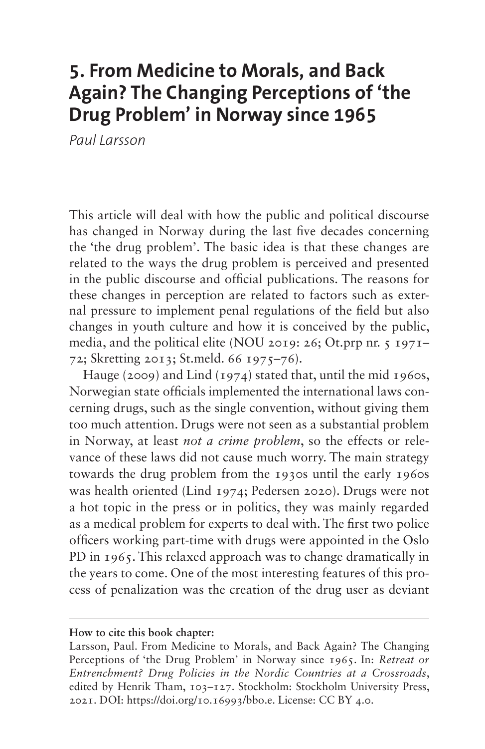# 5. From Medicine to Morals, and Back Again? The Changing Perceptions of 'the Drug Problem' in Norway since 1965

*Paul Larsson*

This article will deal with how the public and political discourse has changed in Norway during the last five decades concerning the 'the drug problem'. The basic idea is that these changes are related to the ways the drug problem is perceived and presented in the public discourse and official publications. The reasons for these changes in perception are related to factors such as external pressure to implement penal regulations of the field but also changes in youth culture and how it is conceived by the public, media, and the political elite (NOU 2019: 26; Ot.prp nr. 5 1971–72; Skretting 2013; St.meld. 66 1975–76).

Hauge (2009) and Lind (1974) stated that, until the mid 1960s, Norwegian state officials implemented the international laws concerning drugs, such as the single convention, without giving them too much attention. Drugs were not seen as a substantial problem in Norway, at least *not a crime problem*, so the effects or relevance of these laws did not cause much worry. The main strategy towards the drug problem from the 1930s until the early 1960s was health oriented (Lind 1974; Pedersen 2020). Drugs were not a hot topic in the press or in politics, they was mainly regarded as a medical problem for experts to deal with. The first two police officers working part-time with drugs were appointed in the Oslo PD in 1965. This relaxed approach was to change dramatically in the years to come. One of the most interesting features of this process of penalization was the creation of the drug user as deviant

---

**How to cite this book chapter:**

Larsson, Paul. From Medicine to Morals, and Back Again? The Changing Perceptions of 'the Drug Problem' in Norway since 1965. In: *Retreat or Entrenchment? Drug Policies in the Nordic Countries at a Crossroads*, edited by Henrik Tham, 103–127. Stockholm: Stockholm University Press, 2021. DOI: https://doi.org/10.16993/bbo.e. License: CC BY 4.0.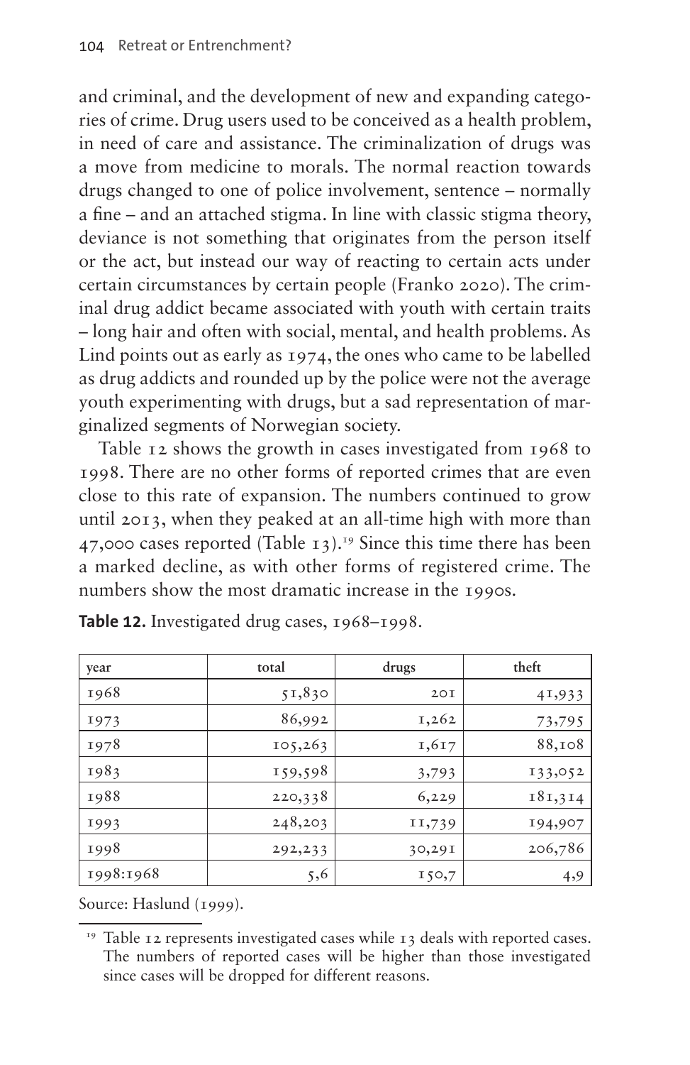and criminal, and the development of new and expanding categories of crime. Drug users used to be conceived as a health problem, in need of care and assistance. The criminalization of drugs was a move from medicine to morals. The normal reaction towards drugs changed to one of police involvement, sentence – normally a fine – and an attached stigma. In line with classic stigma theory, deviance is not something that originates from the person itself or the act, but instead our way of reacting to certain acts under certain circumstances by certain people (Franko 2020). The criminal drug addict became associated with youth with certain traits – long hair and often with social, mental, and health problems. As Lind points out as early as 1974, the ones who came to be labelled as drug addicts and rounded up by the police were not the average youth experimenting with drugs, but a sad representation of marginalized segments of Norwegian society.

Table 12 shows the growth in cases investigated from 1968 to 1998. There are no other forms of reported crimes that are even close to this rate of expansion. The numbers continued to grow until 2013, when they peaked at an all-time high with more than 47,000 cases reported (Table 13).[19] Since this time there has been a marked decline, as with other forms of registered crime. The numbers show the most dramatic increase in the 1990s.

**Table 12.** Investigated drug cases, 1968–1998.

| year | total | drugs | theft |
|---|---|---|---|
| 1968 | 51,830 | 201 | 41,933 |
| 1973 | 86,992 | 1,262 | 73,795 |
| 1978 | 105,263 | 1,617 | 88,108 |
| 1983 | 159,598 | 3,793 | 133,052 |
| 1988 | 220,338 | 6,229 | 181,314 |
| 1993 | 248,203 | 11,739 | 194,907 |
| 1998 | 292,233 | 30,291 | 206,786 |
| 1998:1968 | 5,6 | 150,7 | 4,9 |

Source: Haslund (1999).

[19] Table 12 represents investigated cases while 13 deals with reported cases. The numbers of reported cases will be higher than those investigated since cases will be dropped for different reasons.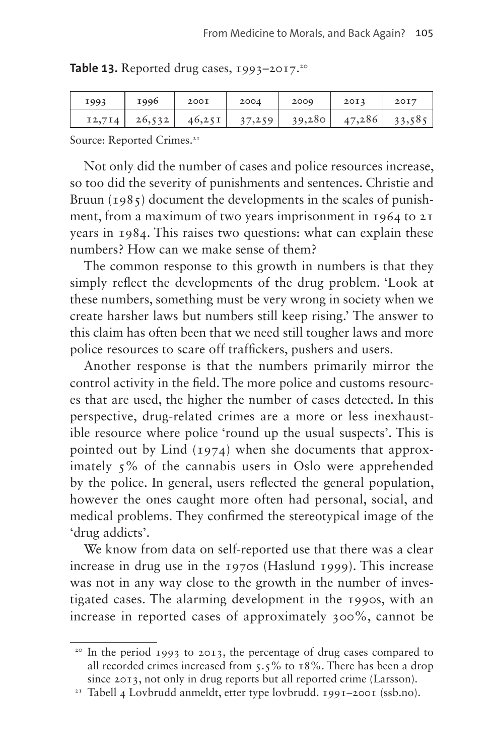**Table 13.** Reported drug cases, 1993–2017.[20]

| 1993 | 1996 | 2001 | 2004 | 2009 | 2013 | 2017 |
|---|---|---|---|---|---|---|
| 12,714 | 26,532 | 46,251 | 37,259 | 39,280 | 47,286 | 33,585 |

Source: Reported Crimes.[21]

Not only did the number of cases and police resources increase, so too did the severity of punishments and sentences. Christie and Bruun (1985) document the developments in the scales of punishment, from a maximum of two years imprisonment in 1964 to 21 years in 1984. This raises two questions: what can explain these numbers? How can we make sense of them?

The common response to this growth in numbers is that they simply reflect the developments of the drug problem. 'Look at these numbers, something must be very wrong in society when we create harsher laws but numbers still keep rising.' The answer to this claim has often been that we need still tougher laws and more police resources to scare off traffickers, pushers and users.

Another response is that the numbers primarily mirror the control activity in the field. The more police and customs resources that are used, the higher the number of cases detected. In this perspective, drug-related crimes are a more or less inexhaustible resource where police 'round up the usual suspects'. This is pointed out by Lind (1974) when she documents that approximately 5% of the cannabis users in Oslo were apprehended by the police. In general, users reflected the general population, however the ones caught more often had personal, social, and medical problems. They confirmed the stereotypical image of the 'drug addicts'.

We know from data on self-reported use that there was a clear increase in drug use in the 1970s (Haslund 1999). This increase was not in any way close to the growth in the number of investigated cases. The alarming development in the 1990s, with an increase in reported cases of approximately 300%, cannot be

[20] In the period 1993 to 2013, the percentage of drug cases compared to all recorded crimes increased from 5.5% to 18%. There has been a drop since 2013, not only in drug reports but all reported crime (Larsson).

[21] Tabell 4 Lovbrudd anmeldt, etter type lovbrudd. 1991–2001 (ssb.no).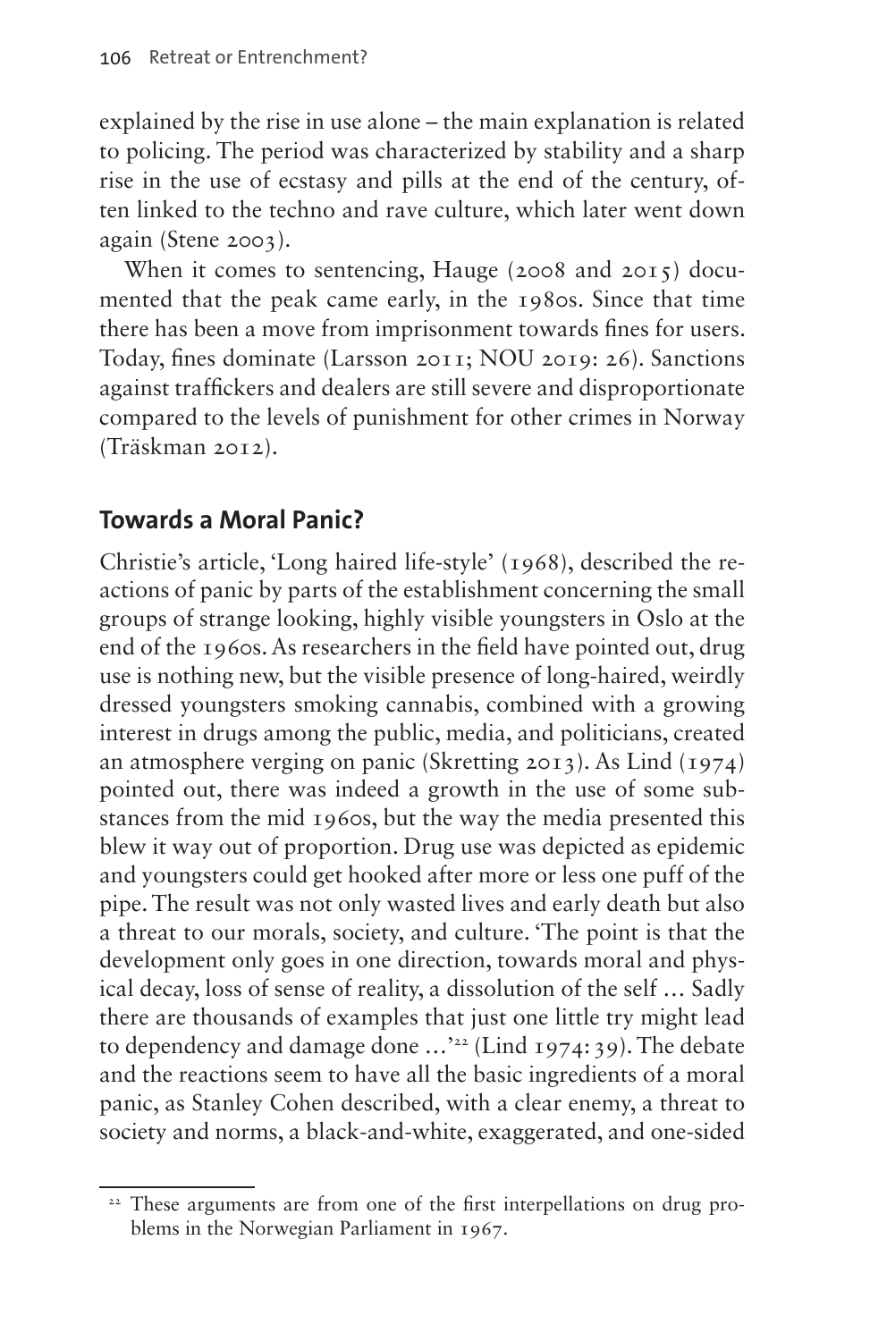explained by the rise in use alone – the main explanation is related to policing. The period was characterized by stability and a sharp rise in the use of ecstasy and pills at the end of the century, often linked to the techno and rave culture, which later went down again (Stene 2003).

When it comes to sentencing, Hauge (2008 and 2015) documented that the peak came early, in the 1980s. Since that time there has been a move from imprisonment towards fines for users. Today, fines dominate (Larsson 2011; NOU 2019: 26). Sanctions against traffickers and dealers are still severe and disproportionate compared to the levels of punishment for other crimes in Norway (Träskman 2012).

## Towards a Moral Panic?

Christie's article, 'Long haired life-style' (1968), described the reactions of panic by parts of the establishment concerning the small groups of strange looking, highly visible youngsters in Oslo at the end of the 1960s. As researchers in the field have pointed out, drug use is nothing new, but the visible presence of long-haired, weirdly dressed youngsters smoking cannabis, combined with a growing interest in drugs among the public, media, and politicians, created an atmosphere verging on panic (Skretting 2013). As Lind (1974) pointed out, there was indeed a growth in the use of some substances from the mid 1960s, but the way the media presented this blew it way out of proportion. Drug use was depicted as epidemic and youngsters could get hooked after more or less one puff of the pipe. The result was not only wasted lives and early death but also a threat to our morals, society, and culture. 'The point is that the development only goes in one direction, towards moral and physical decay, loss of sense of reality, a dissolution of the self … Sadly there are thousands of examples that just one little try might lead to dependency and damage done …'[22] (Lind 1974: 39). The debate and the reactions seem to have all the basic ingredients of a moral panic, as Stanley Cohen described, with a clear enemy, a threat to society and norms, a black-and-white, exaggerated, and one-sided

[22] These arguments are from one of the first interpellations on drug problems in the Norwegian Parliament in 1967.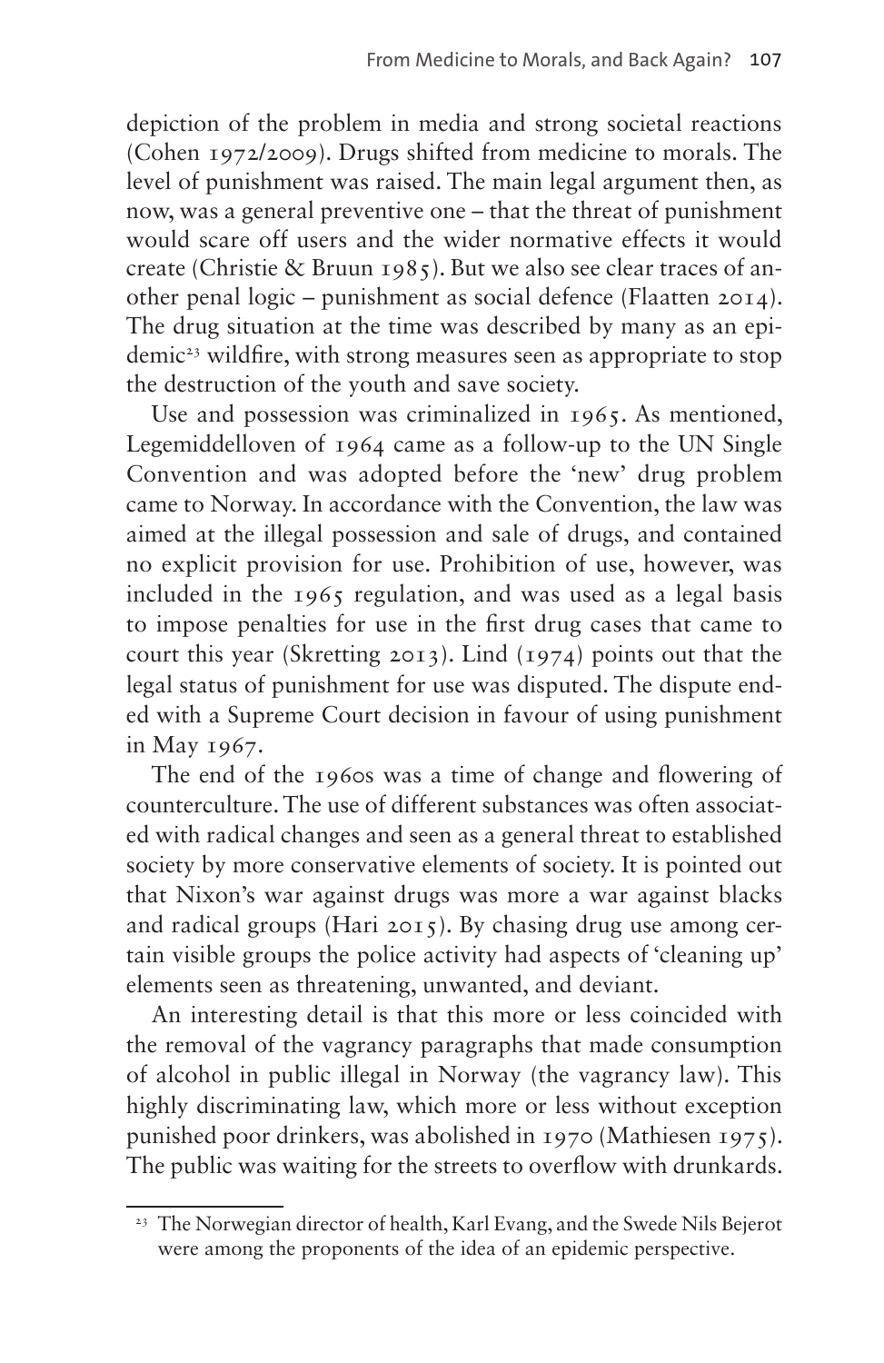depiction of the problem in media and strong societal reactions (Cohen 1972/2009). Drugs shifted from medicine to morals. The level of punishment was raised. The main legal argument then, as now, was a general preventive one – that the threat of punishment would scare off users and the wider normative effects it would create (Christie & Bruun 1985). But we also see clear traces of another penal logic – punishment as social defence (Flaatten 2014). The drug situation at the time was described by many as an epidemic[23] wildfire, with strong measures seen as appropriate to stop the destruction of the youth and save society.

Use and possession was criminalized in 1965. As mentioned, Legemiddelloven of 1964 came as a follow-up to the UN Single Convention and was adopted before the 'new' drug problem came to Norway. In accordance with the Convention, the law was aimed at the illegal possession and sale of drugs, and contained no explicit provision for use. Prohibition of use, however, was included in the 1965 regulation, and was used as a legal basis to impose penalties for use in the first drug cases that came to court this year (Skretting 2013). Lind (1974) points out that the legal status of punishment for use was disputed. The dispute ended with a Supreme Court decision in favour of using punishment in May 1967.

The end of the 1960s was a time of change and flowering of counterculture. The use of different substances was often associated with radical changes and seen as a general threat to established society by more conservative elements of society. It is pointed out that Nixon's war against drugs was more a war against blacks and radical groups (Hari 2015). By chasing drug use among certain visible groups the police activity had aspects of 'cleaning up' elements seen as threatening, unwanted, and deviant.

An interesting detail is that this more or less coincided with the removal of the vagrancy paragraphs that made consumption of alcohol in public illegal in Norway (the vagrancy law). This highly discriminating law, which more or less without exception punished poor drinkers, was abolished in 1970 (Mathiesen 1975). The public was waiting for the streets to overflow with drunkards.

[23] The Norwegian director of health, Karl Evang, and the Swede Nils Bejerot were among the proponents of the idea of an epidemic perspective.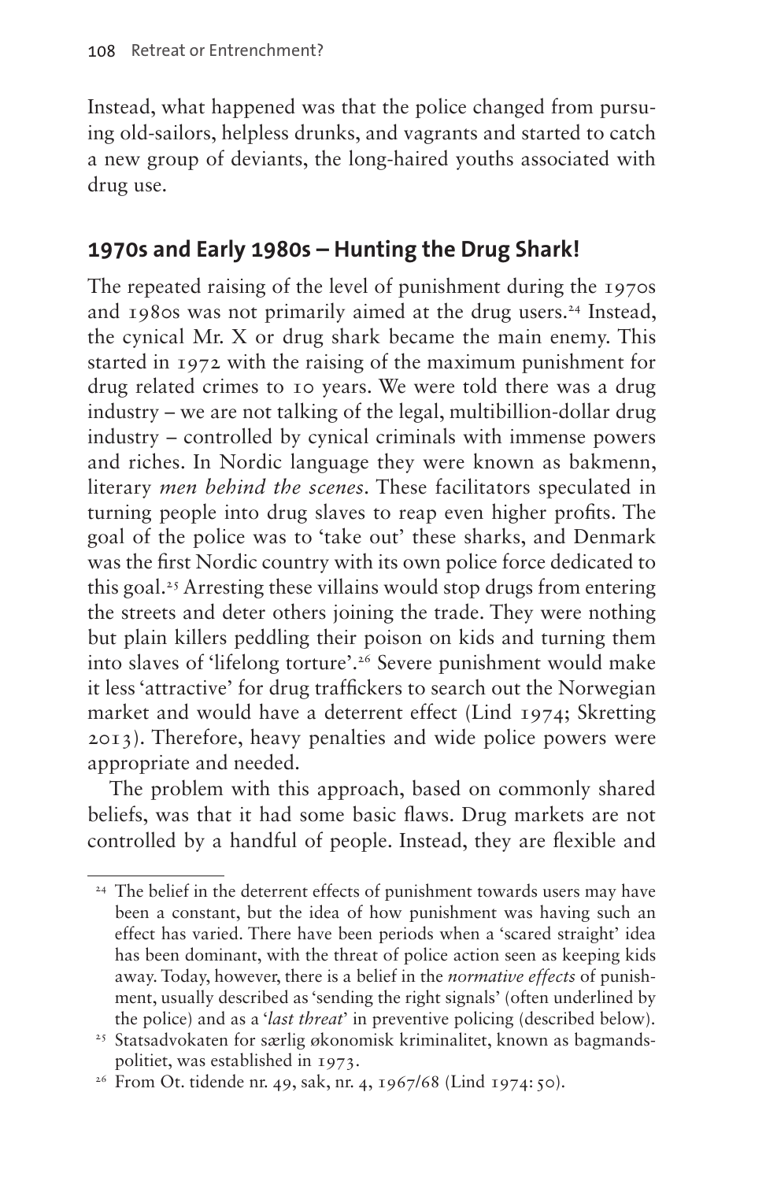Instead, what happened was that the police changed from pursuing old-sailors, helpless drunks, and vagrants and started to catch a new group of deviants, the long-haired youths associated with drug use.

## 1970s and Early 1980s – Hunting the Drug Shark!

The repeated raising of the level of punishment during the 1970s and 1980s was not primarily aimed at the drug users.[24] Instead, the cynical Mr. X or drug shark became the main enemy. This started in 1972 with the raising of the maximum punishment for drug related crimes to 10 years. We were told there was a drug industry – we are not talking of the legal, multibillion-dollar drug industry – controlled by cynical criminals with immense powers and riches. In Nordic language they were known as bakmenn, literary *men behind the scenes*. These facilitators speculated in turning people into drug slaves to reap even higher profits. The goal of the police was to 'take out' these sharks, and Denmark was the first Nordic country with its own police force dedicated to this goal.[25] Arresting these villains would stop drugs from entering the streets and deter others joining the trade. They were nothing but plain killers peddling their poison on kids and turning them into slaves of 'lifelong torture'.[26] Severe punishment would make it less 'attractive' for drug traffickers to search out the Norwegian market and would have a deterrent effect (Lind 1974; Skretting 2013). Therefore, heavy penalties and wide police powers were appropriate and needed.

The problem with this approach, based on commonly shared beliefs, was that it had some basic flaws. Drug markets are not controlled by a handful of people. Instead, they are flexible and

[24] The belief in the deterrent effects of punishment towards users may have been a constant, but the idea of how punishment was having such an effect has varied. There have been periods when a 'scared straight' idea has been dominant, with the threat of police action seen as keeping kids away. Today, however, there is a belief in the *normative effects* of punishment, usually described as 'sending the right signals' (often underlined by the police) and as a '*last threat*' in preventive policing (described below).

[25] Statsadvokaten for særlig økonomisk kriminalitet, known as bagmandspolitiet, was established in 1973.

[26] From Ot. tidende nr. 49, sak, nr. 4, 1967/68 (Lind 1974: 50).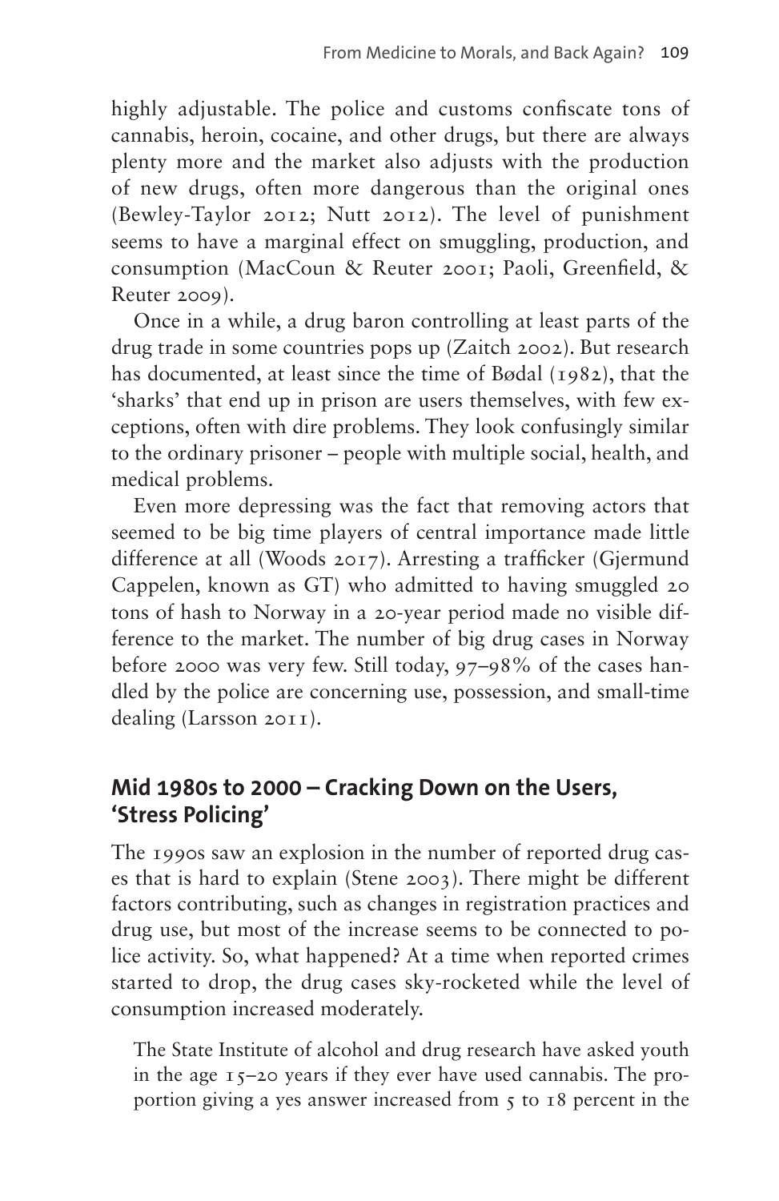highly adjustable. The police and customs confiscate tons of cannabis, heroin, cocaine, and other drugs, but there are always plenty more and the market also adjusts with the production of new drugs, often more dangerous than the original ones (Bewley-Taylor 2012; Nutt 2012). The level of punishment seems to have a marginal effect on smuggling, production, and consumption (MacCoun & Reuter 2001; Paoli, Greenfield, & Reuter 2009).

Once in a while, a drug baron controlling at least parts of the drug trade in some countries pops up (Zaitch 2002). But research has documented, at least since the time of Bødal (1982), that the 'sharks' that end up in prison are users themselves, with few exceptions, often with dire problems. They look confusingly similar to the ordinary prisoner – people with multiple social, health, and medical problems.

Even more depressing was the fact that removing actors that seemed to be big time players of central importance made little difference at all (Woods 2017). Arresting a trafficker (Gjermund Cappelen, known as GT) who admitted to having smuggled 20 tons of hash to Norway in a 20-year period made no visible difference to the market. The number of big drug cases in Norway before 2000 was very few. Still today, 97–98% of the cases handled by the police are concerning use, possession, and small-time dealing (Larsson 2011).

## Mid 1980s to 2000 – Cracking Down on the Users, 'Stress Policing'

The 1990s saw an explosion in the number of reported drug cases that is hard to explain (Stene 2003). There might be different factors contributing, such as changes in registration practices and drug use, but most of the increase seems to be connected to police activity. So, what happened? At a time when reported crimes started to drop, the drug cases sky-rocketed while the level of consumption increased moderately.

> The State Institute of alcohol and drug research have asked youth in the age 15–20 years if they ever have used cannabis. The proportion giving a yes answer increased from 5 to 18 percent in the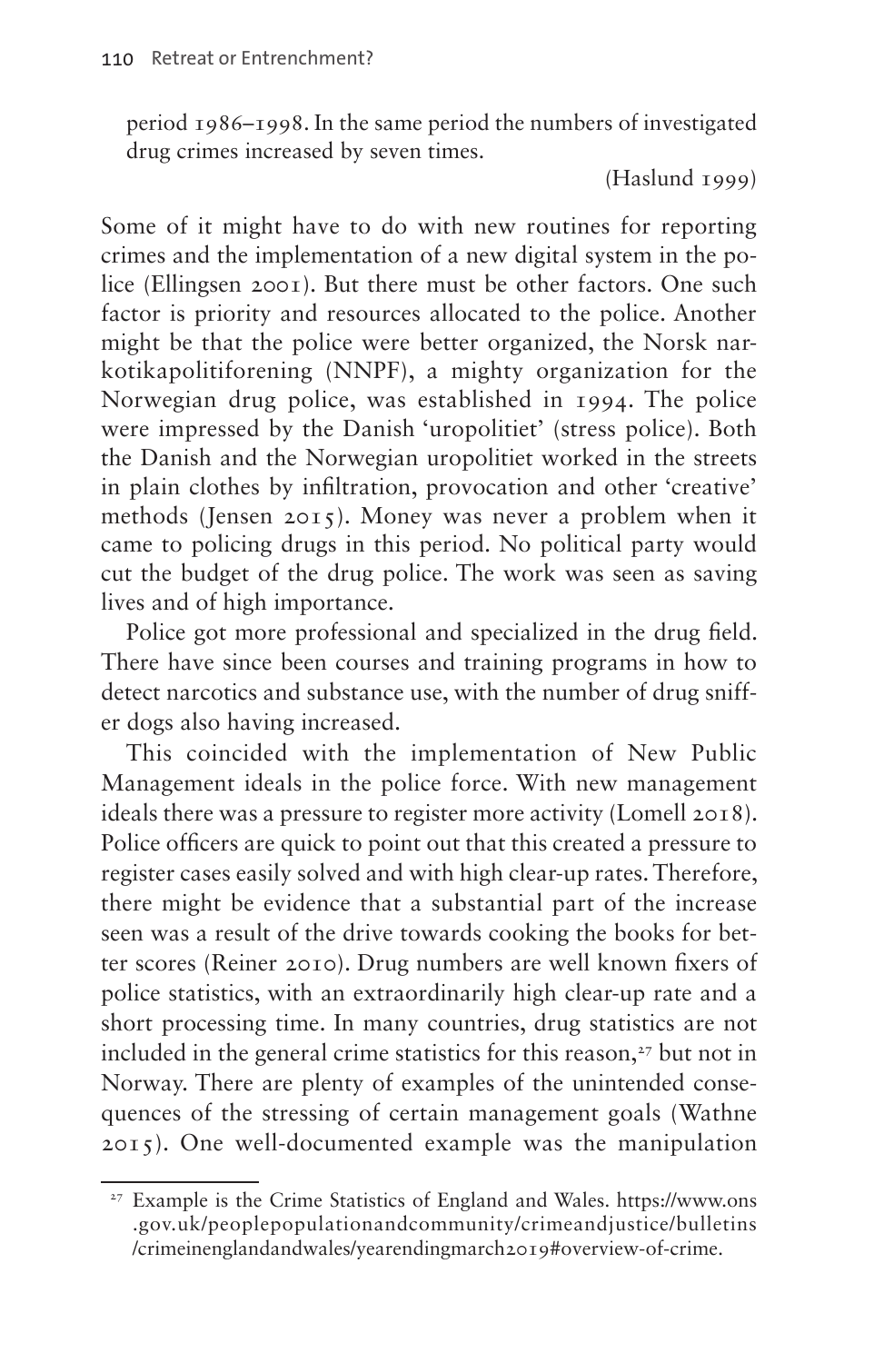period 1986–1998. In the same period the numbers of investigated drug crimes increased by seven times.

(Haslund 1999)

Some of it might have to do with new routines for reporting crimes and the implementation of a new digital system in the police (Ellingsen 2001). But there must be other factors. One such factor is priority and resources allocated to the police. Another might be that the police were better organized, the Norsk narkotikapolitiforening (NNPF), a mighty organization for the Norwegian drug police, was established in 1994. The police were impressed by the Danish 'uropolitiet' (stress police). Both the Danish and the Norwegian uropolitiet worked in the streets in plain clothes by infiltration, provocation and other 'creative' methods (Jensen 2015). Money was never a problem when it came to policing drugs in this period. No political party would cut the budget of the drug police. The work was seen as saving lives and of high importance.

Police got more professional and specialized in the drug field. There have since been courses and training programs in how to detect narcotics and substance use, with the number of drug sniffer dogs also having increased.

This coincided with the implementation of New Public Management ideals in the police force. With new management ideals there was a pressure to register more activity (Lomell 2018). Police officers are quick to point out that this created a pressure to register cases easily solved and with high clear-up rates. Therefore, there might be evidence that a substantial part of the increase seen was a result of the drive towards cooking the books for better scores (Reiner 2010). Drug numbers are well known fixers of police statistics, with an extraordinarily high clear-up rate and a short processing time. In many countries, drug statistics are not included in the general crime statistics for this reason,[27] but not in Norway. There are plenty of examples of the unintended consequences of the stressing of certain management goals (Wathne 2015). One well-documented example was the manipulation

---

[27] Example is the Crime Statistics of England and Wales. https://www.ons.gov.uk/peoplepopulationandcommunity/crimeandjustice/bulletins/crimeinenglandandwales/yearendingmarch2019#overview-of-crime.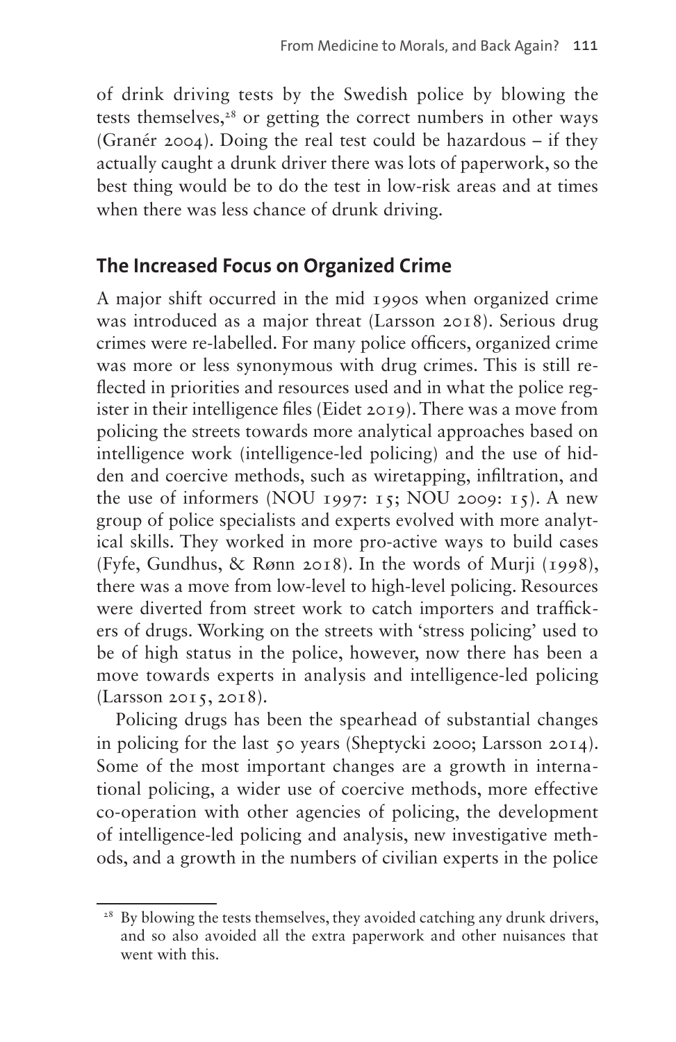of drink driving tests by the Swedish police by blowing the tests themselves,[28] or getting the correct numbers in other ways (Granér 2004). Doing the real test could be hazardous – if they actually caught a drunk driver there was lots of paperwork, so the best thing would be to do the test in low-risk areas and at times when there was less chance of drunk driving.

## The Increased Focus on Organized Crime

A major shift occurred in the mid 1990s when organized crime was introduced as a major threat (Larsson 2018). Serious drug crimes were re-labelled. For many police officers, organized crime was more or less synonymous with drug crimes. This is still reflected in priorities and resources used and in what the police register in their intelligence files (Eidet 2019). There was a move from policing the streets towards more analytical approaches based on intelligence work (intelligence-led policing) and the use of hidden and coercive methods, such as wiretapping, infiltration, and the use of informers (NOU 1997: 15; NOU 2009: 15). A new group of police specialists and experts evolved with more analytical skills. They worked in more pro-active ways to build cases (Fyfe, Gundhus, & Rønn 2018). In the words of Murji (1998), there was a move from low-level to high-level policing. Resources were diverted from street work to catch importers and traffickers of drugs. Working on the streets with 'stress policing' used to be of high status in the police, however, now there has been a move towards experts in analysis and intelligence-led policing (Larsson 2015, 2018).

Policing drugs has been the spearhead of substantial changes in policing for the last 50 years (Sheptycki 2000; Larsson 2014). Some of the most important changes are a growth in international policing, a wider use of coercive methods, more effective co-operation with other agencies of policing, the development of intelligence-led policing and analysis, new investigative methods, and a growth in the numbers of civilian experts in the police

[28] By blowing the tests themselves, they avoided catching any drunk drivers, and so also avoided all the extra paperwork and other nuisances that went with this.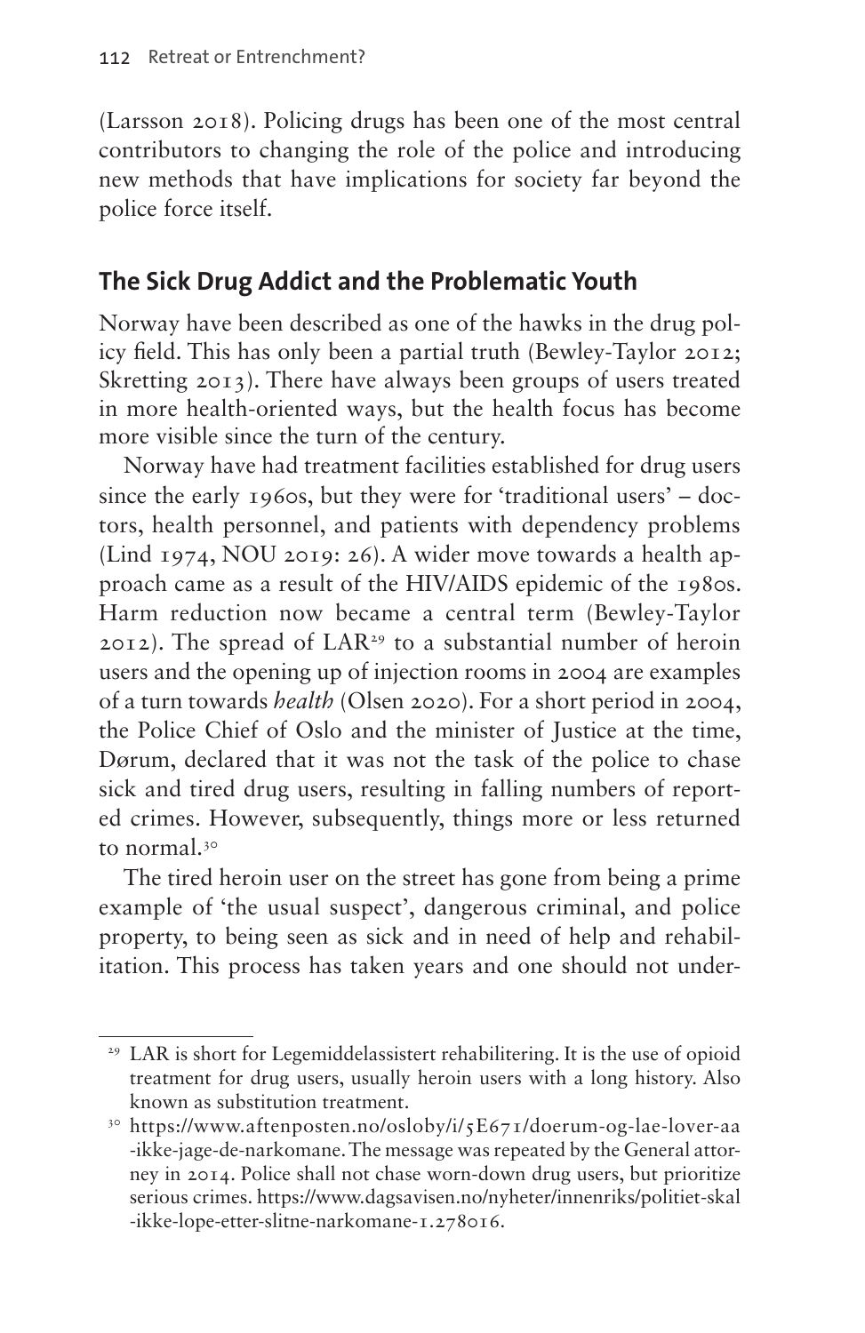(Larsson 2018). Policing drugs has been one of the most central contributors to changing the role of the police and introducing new methods that have implications for society far beyond the police force itself.

## The Sick Drug Addict and the Problematic Youth

Norway have been described as one of the hawks in the drug policy field. This has only been a partial truth (Bewley-Taylor 2012; Skretting 2013). There have always been groups of users treated in more health-oriented ways, but the health focus has become more visible since the turn of the century.

Norway have had treatment facilities established for drug users since the early 1960s, but they were for 'traditional users' – doctors, health personnel, and patients with dependency problems (Lind 1974, NOU 2019: 26). A wider move towards a health approach came as a result of the HIV/AIDS epidemic of the 1980s. Harm reduction now became a central term (Bewley-Taylor 2012). The spread of LAR[29] to a substantial number of heroin users and the opening up of injection rooms in 2004 are examples of a turn towards *health* (Olsen 2020). For a short period in 2004, the Police Chief of Oslo and the minister of Justice at the time, Dørum, declared that it was not the task of the police to chase sick and tired drug users, resulting in falling numbers of reported crimes. However, subsequently, things more or less returned to normal.[30]

The tired heroin user on the street has gone from being a prime example of 'the usual suspect', dangerous criminal, and police property, to being seen as sick and in need of help and rehabilitation. This process has taken years and one should not under-

---

[29] LAR is short for Legemiddelassistert rehabilitering. It is the use of opioid treatment for drug users, usually heroin users with a long history. Also known as substitution treatment.

[30] https://www.aftenposten.no/osloby/i/5E671/doerum-og-lae-lover-aa-ikke-jage-de-narkomane. The message was repeated by the General attorney in 2014. Police shall not chase worn-down drug users, but prioritize serious crimes. https://www.dagsavisen.no/nyheter/innenriks/politiet-skal-ikke-lope-etter-slitne-narkomane-1.278016.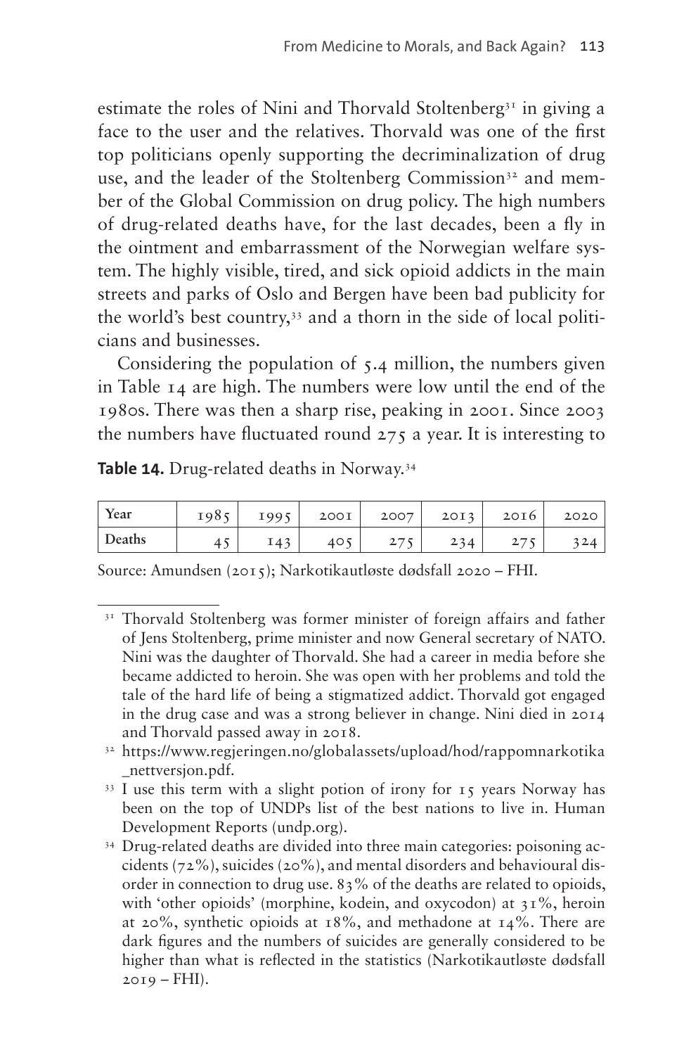estimate the roles of Nini and Thorvald Stoltenberg[31] in giving a face to the user and the relatives. Thorvald was one of the first top politicians openly supporting the decriminalization of drug use, and the leader of the Stoltenberg Commission[32] and member of the Global Commission on drug policy. The high numbers of drug-related deaths have, for the last decades, been a fly in the ointment and embarrassment of the Norwegian welfare system. The highly visible, tired, and sick opioid addicts in the main streets and parks of Oslo and Bergen have been bad publicity for the world's best country,[33] and a thorn in the side of local politicians and businesses.

Considering the population of 5.4 million, the numbers given in Table 14 are high. The numbers were low until the end of the 1980s. There was then a sharp rise, peaking in 2001. Since 2003 the numbers have fluctuated round 275 a year. It is interesting to

**Table 14.** Drug-related deaths in Norway.[34]

| Year | 1985 | 1995 | 2001 | 2007 | 2013 | 2016 | 2020 |
|---|---|---|---|---|---|---|---|
| Deaths | 45 | 143 | 405 | 275 | 234 | 275 | 324 |

Source: Amundsen (2015); Narkotikautløste dødsfall 2020 – FHI.

[31] Thorvald Stoltenberg was former minister of foreign affairs and father of Jens Stoltenberg, prime minister and now General secretary of NATO. Nini was the daughter of Thorvald. She had a career in media before she became addicted to heroin. She was open with her problems and told the tale of the hard life of being a stigmatized addict. Thorvald got engaged in the drug case and was a strong believer in change. Nini died in 2014 and Thorvald passed away in 2018.

[32] https://www.regjeringen.no/globalassets/upload/hod/rappomnarkotika_nettversjon.pdf.

[33] I use this term with a slight potion of irony for 15 years Norway has been on the top of UNDPs list of the best nations to live in. Human Development Reports (undp.org).

[34] Drug-related deaths are divided into three main categories: poisoning accidents (72%), suicides (20%), and mental disorders and behavioural disorder in connection to drug use. 83% of the deaths are related to opioids, with 'other opioids' (morphine, kodein, and oxycodon) at 31%, heroin at 20%, synthetic opioids at 18%, and methadone at 14%. There are dark figures and the numbers of suicides are generally considered to be higher than what is reflected in the statistics (Narkotikautløste dødsfall 2019 – FHI).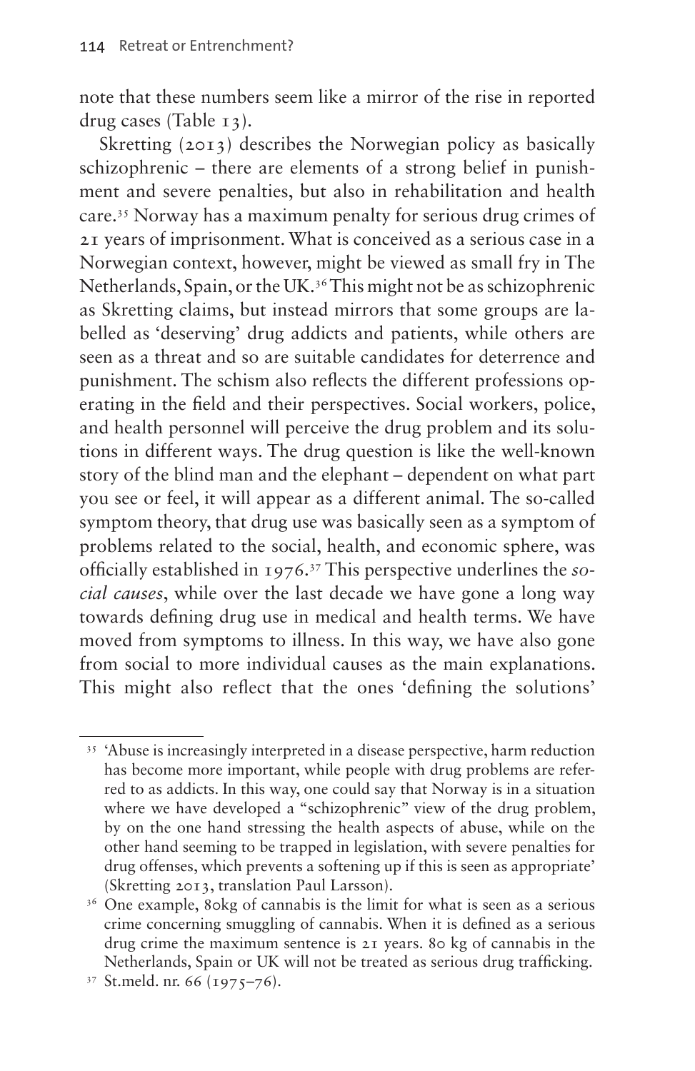note that these numbers seem like a mirror of the rise in reported drug cases (Table 13).

Skretting (2013) describes the Norwegian policy as basically schizophrenic – there are elements of a strong belief in punishment and severe penalties, but also in rehabilitation and health care.[35] Norway has a maximum penalty for serious drug crimes of 21 years of imprisonment. What is conceived as a serious case in a Norwegian context, however, might be viewed as small fry in The Netherlands, Spain, or the UK.[36] This might not be as schizophrenic as Skretting claims, but instead mirrors that some groups are labelled as 'deserving' drug addicts and patients, while others are seen as a threat and so are suitable candidates for deterrence and punishment. The schism also reflects the different professions operating in the field and their perspectives. Social workers, police, and health personnel will perceive the drug problem and its solutions in different ways. The drug question is like the well-known story of the blind man and the elephant – dependent on what part you see or feel, it will appear as a different animal. The so-called symptom theory, that drug use was basically seen as a symptom of problems related to the social, health, and economic sphere, was officially established in 1976.[37] This perspective underlines the *social causes*, while over the last decade we have gone a long way towards defining drug use in medical and health terms. We have moved from symptoms to illness. In this way, we have also gone from social to more individual causes as the main explanations. This might also reflect that the ones 'defining the solutions'

---

[35] 'Abuse is increasingly interpreted in a disease perspective, harm reduction has become more important, while people with drug problems are referred to as addicts. In this way, one could say that Norway is in a situation where we have developed a "schizophrenic" view of the drug problem, by on the one hand stressing the health aspects of abuse, while on the other hand seeming to be trapped in legislation, with severe penalties for drug offenses, which prevents a softening up if this is seen as appropriate' (Skretting 2013, translation Paul Larsson).

[36] One example, 80kg of cannabis is the limit for what is seen as a serious crime concerning smuggling of cannabis. When it is defined as a serious drug crime the maximum sentence is 21 years. 80 kg of cannabis in the Netherlands, Spain or UK will not be treated as serious drug trafficking.

[37] St.meld. nr. 66 (1975–76).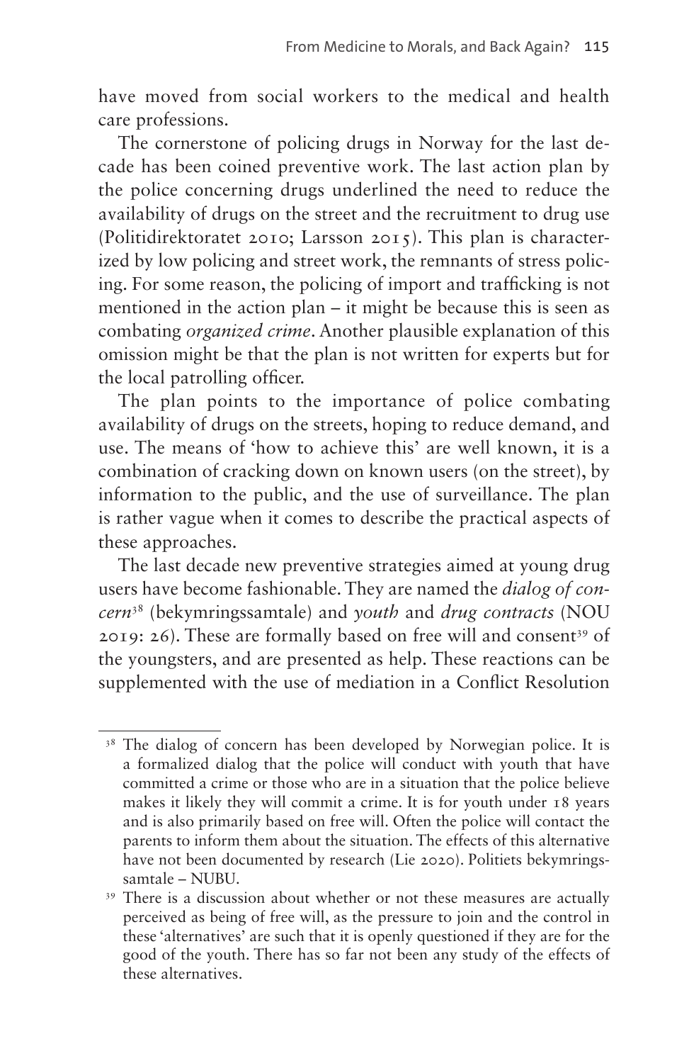have moved from social workers to the medical and health care professions.

The cornerstone of policing drugs in Norway for the last decade has been coined preventive work. The last action plan by the police concerning drugs underlined the need to reduce the availability of drugs on the street and the recruitment to drug use (Politidirektoratet 2010; Larsson 2015). This plan is characterized by low policing and street work, the remnants of stress policing. For some reason, the policing of import and trafficking is not mentioned in the action plan – it might be because this is seen as combating *organized crime*. Another plausible explanation of this omission might be that the plan is not written for experts but for the local patrolling officer.

The plan points to the importance of police combating availability of drugs on the streets, hoping to reduce demand, and use. The means of 'how to achieve this' are well known, it is a combination of cracking down on known users (on the street), by information to the public, and the use of surveillance. The plan is rather vague when it comes to describe the practical aspects of these approaches.

The last decade new preventive strategies aimed at young drug users have become fashionable. They are named the *dialog of concern*[38] (bekymringssamtale) and *youth* and *drug contracts* (NOU 2019: 26). These are formally based on free will and consent[39] of the youngsters, and are presented as help. These reactions can be supplemented with the use of mediation in a Conflict Resolution

---

[38] The dialog of concern has been developed by Norwegian police. It is a formalized dialog that the police will conduct with youth that have committed a crime or those who are in a situation that the police believe makes it likely they will commit a crime. It is for youth under 18 years and is also primarily based on free will. Often the police will contact the parents to inform them about the situation. The effects of this alternative have not been documented by research (Lie 2020). Politiets bekymringssamtale – NUBU.

[39] There is a discussion about whether or not these measures are actually perceived as being of free will, as the pressure to join and the control in these 'alternatives' are such that it is openly questioned if they are for the good of the youth. There has so far not been any study of the effects of these alternatives.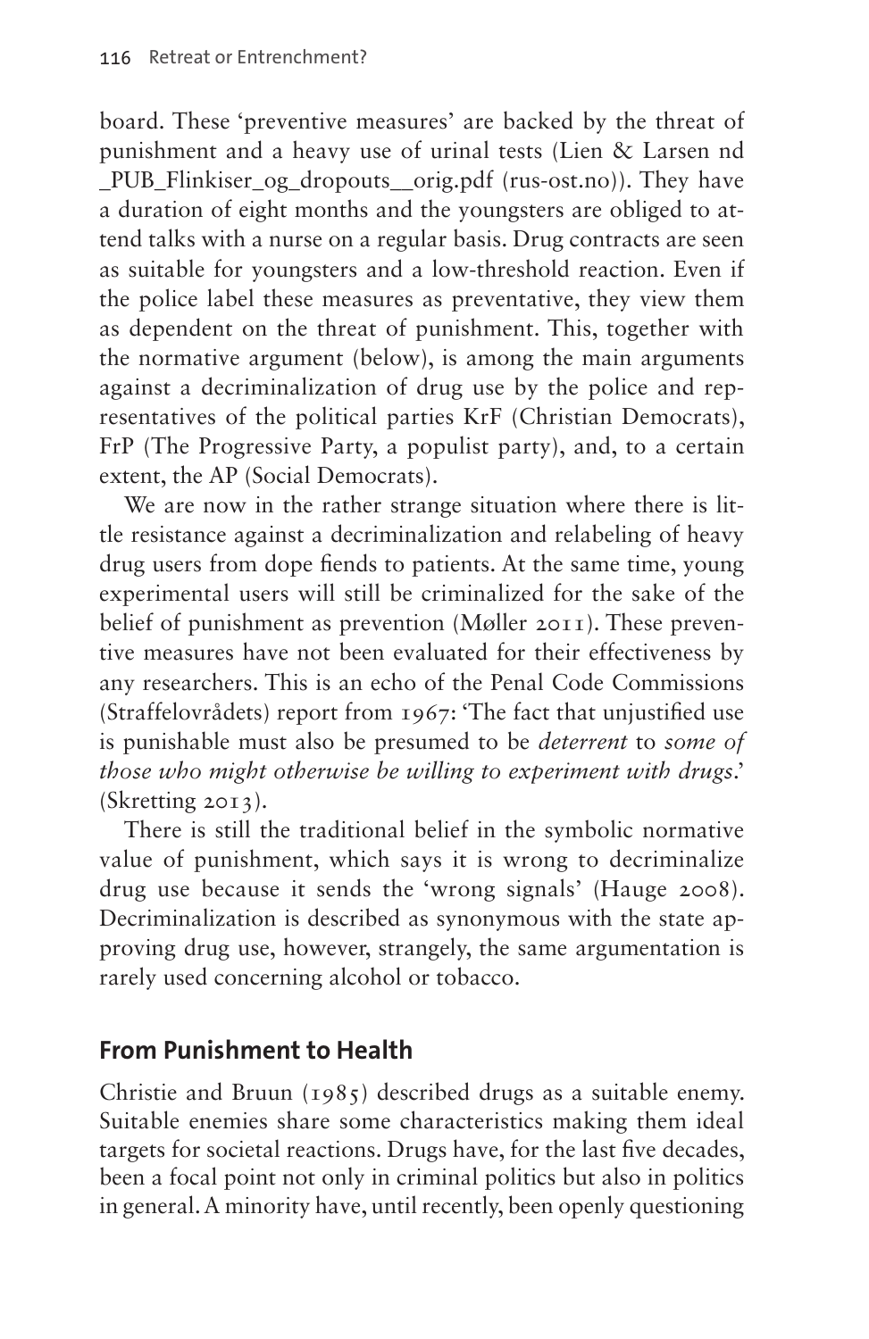board. These 'preventive measures' are backed by the threat of punishment and a heavy use of urinal tests (Lien & Larsen nd _PUB_Flinkiser_og_dropouts__orig.pdf (rus-ost.no)). They have a duration of eight months and the youngsters are obliged to attend talks with a nurse on a regular basis. Drug contracts are seen as suitable for youngsters and a low-threshold reaction. Even if the police label these measures as preventative, they view them as dependent on the threat of punishment. This, together with the normative argument (below), is among the main arguments against a decriminalization of drug use by the police and representatives of the political parties KrF (Christian Democrats), FrP (The Progressive Party, a populist party), and, to a certain extent, the AP (Social Democrats).

We are now in the rather strange situation where there is little resistance against a decriminalization and relabeling of heavy drug users from dope fiends to patients. At the same time, young experimental users will still be criminalized for the sake of the belief of punishment as prevention (Møller 2011). These preventive measures have not been evaluated for their effectiveness by any researchers. This is an echo of the Penal Code Commissions (Straffelovrådets) report from 1967: 'The fact that unjustified use is punishable must also be presumed to be *deterrent* to *some of those who might otherwise be willing to experiment with drugs*.' (Skretting 2013).

There is still the traditional belief in the symbolic normative value of punishment, which says it is wrong to decriminalize drug use because it sends the 'wrong signals' (Hauge 2008). Decriminalization is described as synonymous with the state approving drug use, however, strangely, the same argumentation is rarely used concerning alcohol or tobacco.

## From Punishment to Health

Christie and Bruun (1985) described drugs as a suitable enemy. Suitable enemies share some characteristics making them ideal targets for societal reactions. Drugs have, for the last five decades, been a focal point not only in criminal politics but also in politics in general. A minority have, until recently, been openly questioning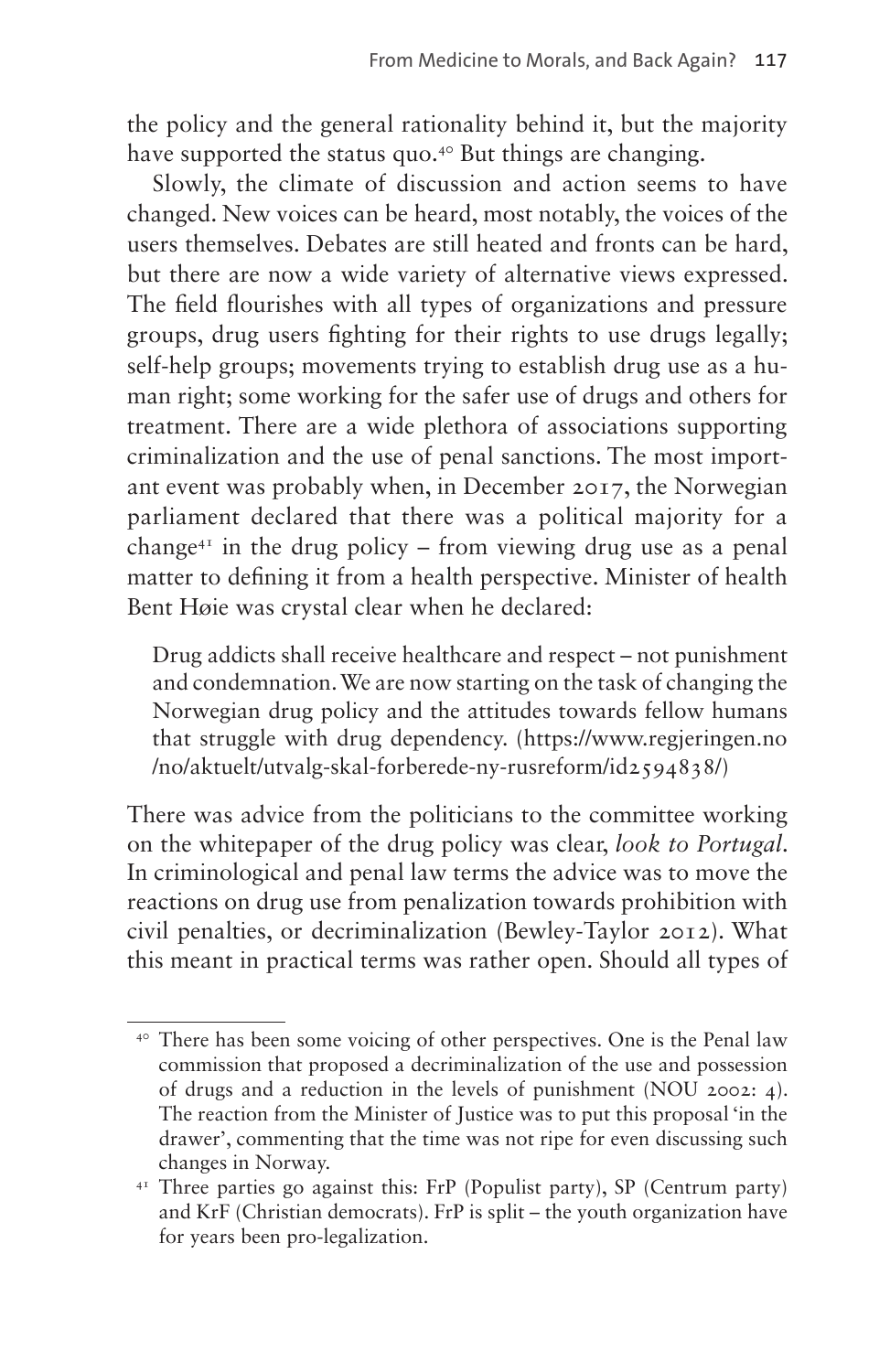the policy and the general rationality behind it, but the majority have supported the status quo.[40] But things are changing.

Slowly, the climate of discussion and action seems to have changed. New voices can be heard, most notably, the voices of the users themselves. Debates are still heated and fronts can be hard, but there are now a wide variety of alternative views expressed. The field flourishes with all types of organizations and pressure groups, drug users fighting for their rights to use drugs legally; self-help groups; movements trying to establish drug use as a human right; some working for the safer use of drugs and others for treatment. There are a wide plethora of associations supporting criminalization and the use of penal sanctions. The most important event was probably when, in December 2017, the Norwegian parliament declared that there was a political majority for a change[41] in the drug policy – from viewing drug use as a penal matter to defining it from a health perspective. Minister of health Bent Høie was crystal clear when he declared:

> Drug addicts shall receive healthcare and respect – not punishment and condemnation. We are now starting on the task of changing the Norwegian drug policy and the attitudes towards fellow humans that struggle with drug dependency. (https://www.regjeringen.no/no/aktuelt/utvalg-skal-forberede-ny-rusreform/id2594838/)

There was advice from the politicians to the committee working on the whitepaper of the drug policy was clear, *look to Portugal*. In criminological and penal law terms the advice was to move the reactions on drug use from penalization towards prohibition with civil penalties, or decriminalization (Bewley-Taylor 2012). What this meant in practical terms was rather open. Should all types of

---

[40] There has been some voicing of other perspectives. One is the Penal law commission that proposed a decriminalization of the use and possession of drugs and a reduction in the levels of punishment (NOU 2002: 4). The reaction from the Minister of Justice was to put this proposal 'in the drawer', commenting that the time was not ripe for even discussing such changes in Norway.

[41] Three parties go against this: FrP (Populist party), SP (Centrum party) and KrF (Christian democrats). FrP is split – the youth organization have for years been pro-legalization.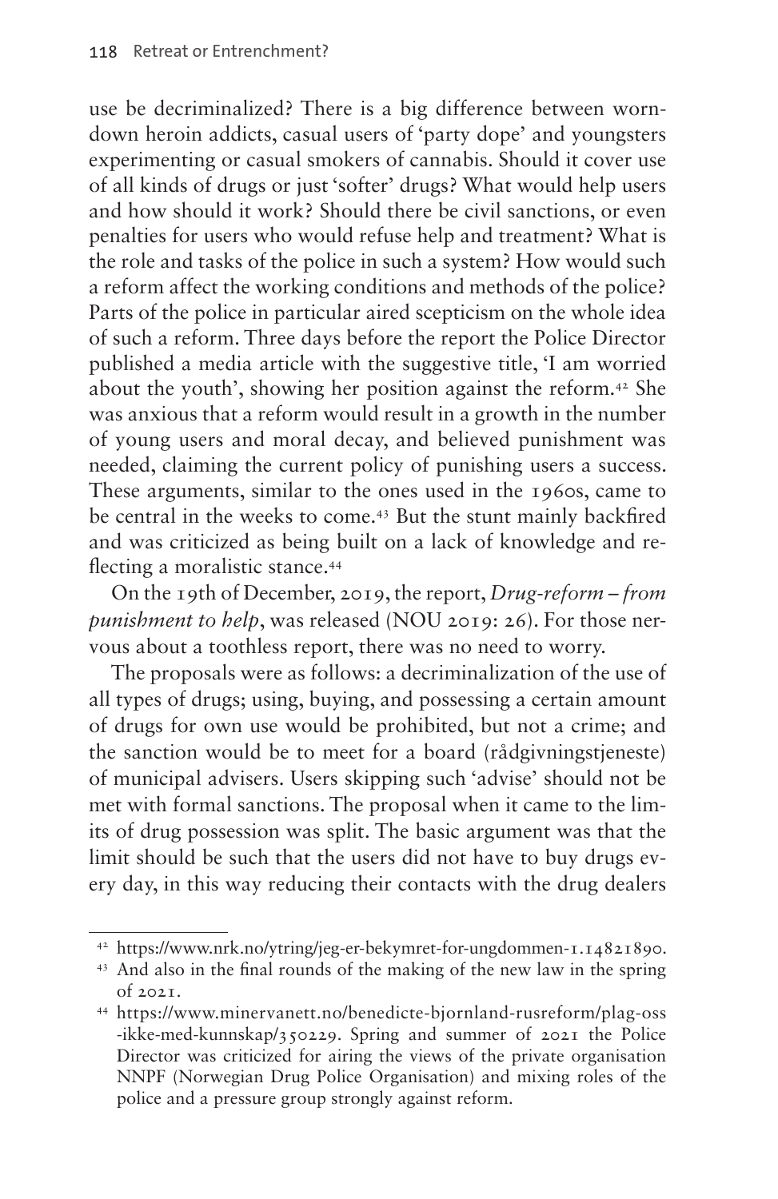use be decriminalized? There is a big difference between worn-down heroin addicts, casual users of 'party dope' and youngsters experimenting or casual smokers of cannabis. Should it cover use of all kinds of drugs or just 'softer' drugs? What would help users and how should it work? Should there be civil sanctions, or even penalties for users who would refuse help and treatment? What is the role and tasks of the police in such a system? How would such a reform affect the working conditions and methods of the police? Parts of the police in particular aired scepticism on the whole idea of such a reform. Three days before the report the Police Director published a media article with the suggestive title, 'I am worried about the youth', showing her position against the reform.[42] She was anxious that a reform would result in a growth in the number of young users and moral decay, and believed punishment was needed, claiming the current policy of punishing users a success. These arguments, similar to the ones used in the 1960s, came to be central in the weeks to come.[43] But the stunt mainly backfired and was criticized as being built on a lack of knowledge and reflecting a moralistic stance.[44]

On the 19th of December, 2019, the report, *Drug-reform – from punishment to help*, was released (NOU 2019: 26). For those nervous about a toothless report, there was no need to worry.

The proposals were as follows: a decriminalization of the use of all types of drugs; using, buying, and possessing a certain amount of drugs for own use would be prohibited, but not a crime; and the sanction would be to meet for a board (rådgivningstjeneste) of municipal advisers. Users skipping such 'advise' should not be met with formal sanctions. The proposal when it came to the limits of drug possession was split. The basic argument was that the limit should be such that the users did not have to buy drugs every day, in this way reducing their contacts with the drug dealers

---

[42] https://www.nrk.no/ytring/jeg-er-bekymret-for-ungdommen-1.14821890.

[43] And also in the final rounds of the making of the new law in the spring of 2021.

[44] https://www.minervanett.no/benedicte-bjornland-rusreform/plag-oss-ikke-med-kunnskap/350229. Spring and summer of 2021 the Police Director was criticized for airing the views of the private organisation NNPF (Norwegian Drug Police Organisation) and mixing roles of the police and a pressure group strongly against reform.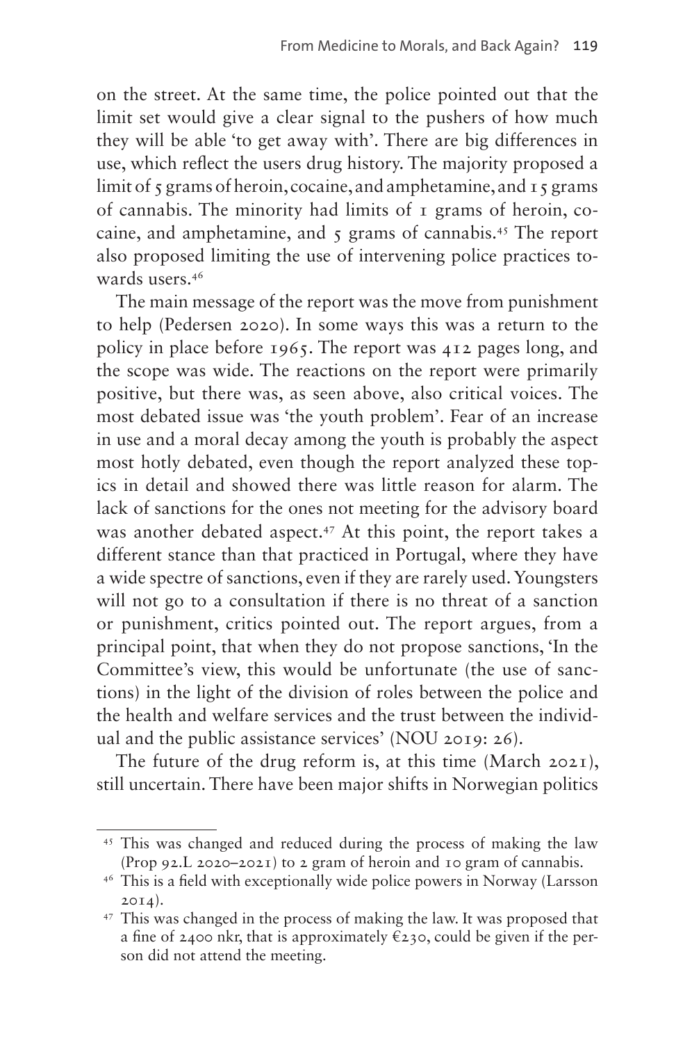on the street. At the same time, the police pointed out that the limit set would give a clear signal to the pushers of how much they will be able 'to get away with'. There are big differences in use, which reflect the users drug history. The majority proposed a limit of 5 grams of heroin, cocaine, and amphetamine, and 15 grams of cannabis. The minority had limits of 1 grams of heroin, cocaine, and amphetamine, and 5 grams of cannabis.[45] The report also proposed limiting the use of intervening police practices towards users.[46]

The main message of the report was the move from punishment to help (Pedersen 2020). In some ways this was a return to the policy in place before 1965. The report was 412 pages long, and the scope was wide. The reactions on the report were primarily positive, but there was, as seen above, also critical voices. The most debated issue was 'the youth problem'. Fear of an increase in use and a moral decay among the youth is probably the aspect most hotly debated, even though the report analyzed these topics in detail and showed there was little reason for alarm. The lack of sanctions for the ones not meeting for the advisory board was another debated aspect.[47] At this point, the report takes a different stance than that practiced in Portugal, where they have a wide spectre of sanctions, even if they are rarely used. Youngsters will not go to a consultation if there is no threat of a sanction or punishment, critics pointed out. The report argues, from a principal point, that when they do not propose sanctions, 'In the Committee's view, this would be unfortunate (the use of sanctions) in the light of the division of roles between the police and the health and welfare services and the trust between the individual and the public assistance services' (NOU 2019: 26).

The future of the drug reform is, at this time (March 2021), still uncertain. There have been major shifts in Norwegian politics

---

[45] This was changed and reduced during the process of making the law (Prop 92.L 2020–2021) to 2 gram of heroin and 10 gram of cannabis.

[46] This is a field with exceptionally wide police powers in Norway (Larsson 2014).

[47] This was changed in the process of making the law. It was proposed that a fine of 2400 nkr, that is approximately €230, could be given if the person did not attend the meeting.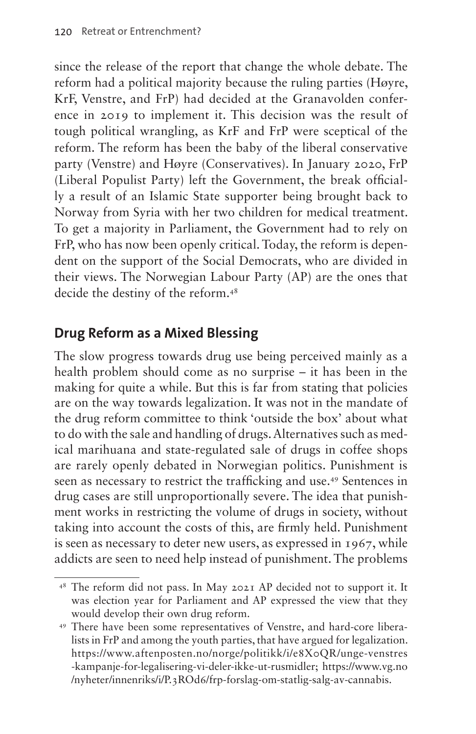since the release of the report that change the whole debate. The reform had a political majority because the ruling parties (Høyre, KrF, Venstre, and FrP) had decided at the Granavolden conference in 2019 to implement it. This decision was the result of tough political wrangling, as KrF and FrP were sceptical of the reform. The reform has been the baby of the liberal conservative party (Venstre) and Høyre (Conservatives). In January 2020, FrP (Liberal Populist Party) left the Government, the break officially a result of an Islamic State supporter being brought back to Norway from Syria with her two children for medical treatment. To get a majority in Parliament, the Government had to rely on FrP, who has now been openly critical. Today, the reform is dependent on the support of the Social Democrats, who are divided in their views. The Norwegian Labour Party (AP) are the ones that decide the destiny of the reform.[48]

## Drug Reform as a Mixed Blessing

The slow progress towards drug use being perceived mainly as a health problem should come as no surprise – it has been in the making for quite a while. But this is far from stating that policies are on the way towards legalization. It was not in the mandate of the drug reform committee to think 'outside the box' about what to do with the sale and handling of drugs. Alternatives such as medical marihuana and state-regulated sale of drugs in coffee shops are rarely openly debated in Norwegian politics. Punishment is seen as necessary to restrict the trafficking and use.[49] Sentences in drug cases are still unproportionally severe. The idea that punishment works in restricting the volume of drugs in society, without taking into account the costs of this, are firmly held. Punishment is seen as necessary to deter new users, as expressed in 1967, while addicts are seen to need help instead of punishment. The problems

[48] The reform did not pass. In May 2021 AP decided not to support it. It was election year for Parliament and AP expressed the view that they would develop their own drug reform.

[49] There have been some representatives of Venstre, and hard-core liberalists in FrP and among the youth parties, that have argued for legalization. https://www.aftenposten.no/norge/politikk/i/e8XoQR/unge-venstres-kampanje-for-legalisering-vi-deler-ikke-ut-rusmidler; https://www.vg.no/nyheter/innenriks/i/P.3ROd6/frp-forslag-om-statlig-salg-av-cannabis.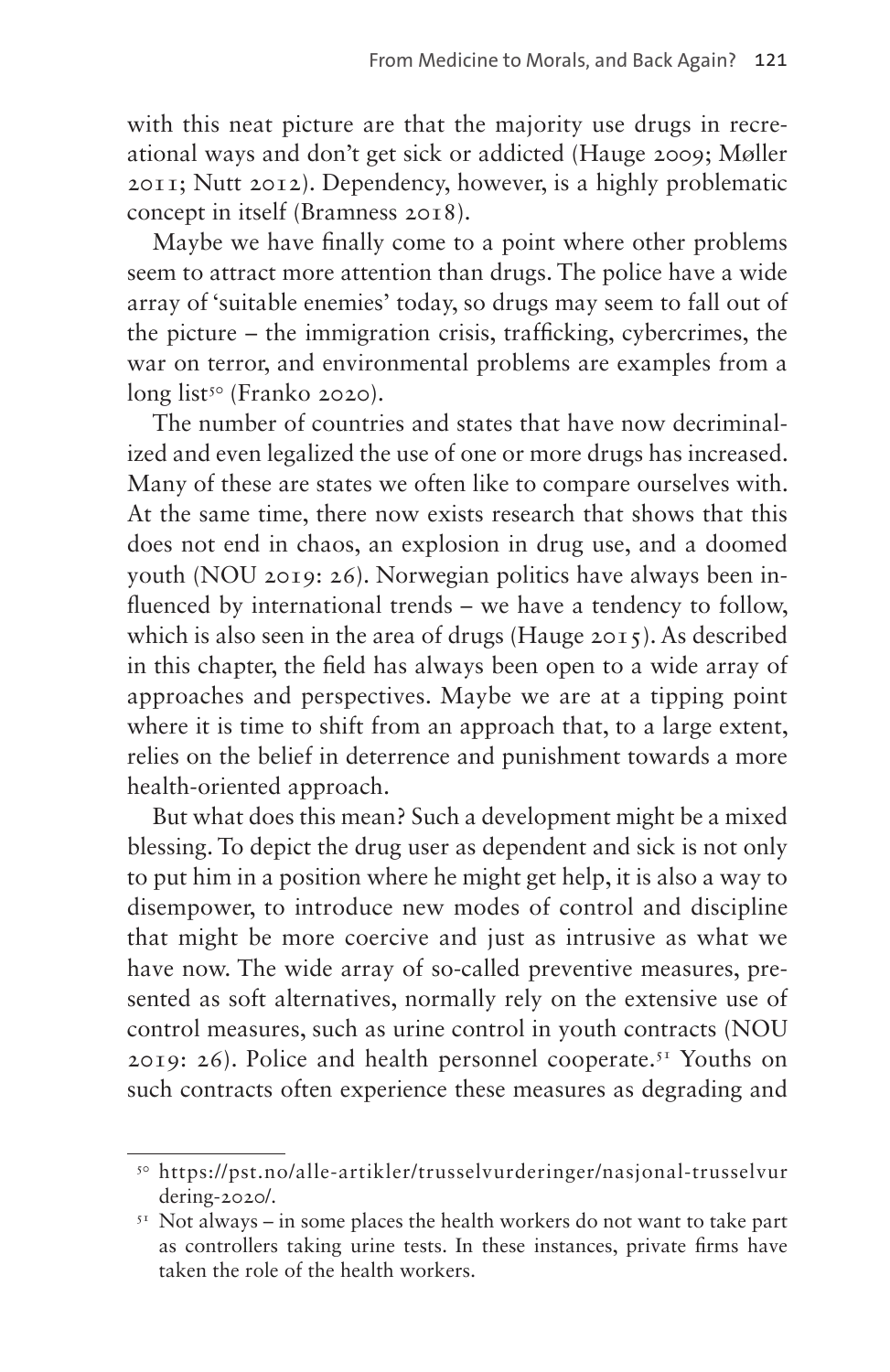with this neat picture are that the majority use drugs in recreational ways and don't get sick or addicted (Hauge 2009; Møller 2011; Nutt 2012). Dependency, however, is a highly problematic concept in itself (Bramness 2018).

Maybe we have finally come to a point where other problems seem to attract more attention than drugs. The police have a wide array of 'suitable enemies' today, so drugs may seem to fall out of the picture – the immigration crisis, trafficking, cybercrimes, the war on terror, and environmental problems are examples from a long list[50] (Franko 2020).

The number of countries and states that have now decriminalized and even legalized the use of one or more drugs has increased. Many of these are states we often like to compare ourselves with. At the same time, there now exists research that shows that this does not end in chaos, an explosion in drug use, and a doomed youth (NOU 2019: 26). Norwegian politics have always been influenced by international trends – we have a tendency to follow, which is also seen in the area of drugs (Hauge 2015). As described in this chapter, the field has always been open to a wide array of approaches and perspectives. Maybe we are at a tipping point where it is time to shift from an approach that, to a large extent, relies on the belief in deterrence and punishment towards a more health-oriented approach.

But what does this mean? Such a development might be a mixed blessing. To depict the drug user as dependent and sick is not only to put him in a position where he might get help, it is also a way to disempower, to introduce new modes of control and discipline that might be more coercive and just as intrusive as what we have now. The wide array of so-called preventive measures, presented as soft alternatives, normally rely on the extensive use of control measures, such as urine control in youth contracts (NOU 2019: 26). Police and health personnel cooperate.[51] Youths on such contracts often experience these measures as degrading and

---

[50] https://pst.no/alle-artikler/trusselvurderinger/nasjonal-trusselvurdering-2020/.

[51] Not always – in some places the health workers do not want to take part as controllers taking urine tests. In these instances, private firms have taken the role of the health workers.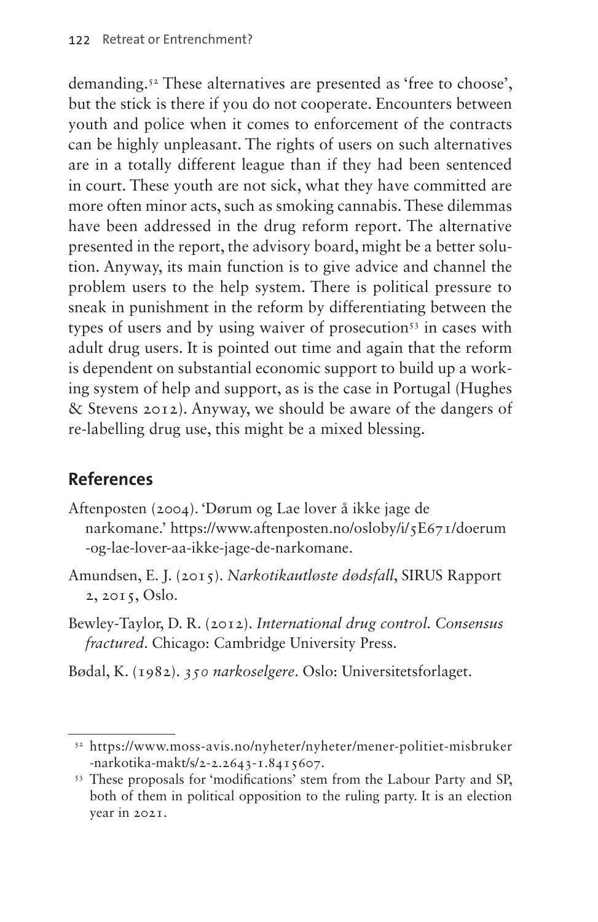demanding.[52] These alternatives are presented as 'free to choose', but the stick is there if you do not cooperate. Encounters between youth and police when it comes to enforcement of the contracts can be highly unpleasant. The rights of users on such alternatives are in a totally different league than if they had been sentenced in court. These youth are not sick, what they have committed are more often minor acts, such as smoking cannabis. These dilemmas have been addressed in the drug reform report. The alternative presented in the report, the advisory board, might be a better solution. Anyway, its main function is to give advice and channel the problem users to the help system. There is political pressure to sneak in punishment in the reform by differentiating between the types of users and by using waiver of prosecution[53] in cases with adult drug users. It is pointed out time and again that the reform is dependent on substantial economic support to build up a working system of help and support, as is the case in Portugal (Hughes & Stevens 2012). Anyway, we should be aware of the dangers of re-labelling drug use, this might be a mixed blessing.

## References

Aftenposten (2004). 'Dørum og Lae lover å ikke jage de narkomane.' https://www.aftenposten.no/oslobyi/5E671/doerum-og-lae-lover-aa-ikke-jage-de-narkomane.

Amundsen, E. J. (2015). *Narkotikautløste dødsfall*, SIRUS Rapport 2, 2015, Oslo.

Bewley-Taylor, D. R. (2012). *International drug control. Consensus fractured*. Chicago: Cambridge University Press.

Bødal, K. (1982). *350 narkoselgere*. Oslo: Universitetsforlaget.

---

[52] https://www.moss-avis.no/nyheter/nyheter/mener-politiet-misbruker-narkotika-makt/s/2-2.2643-1.8415607.

[53] These proposals for 'modifications' stem from the Labour Party and SP, both of them in political opposition to the ruling party. It is an election year in 2021.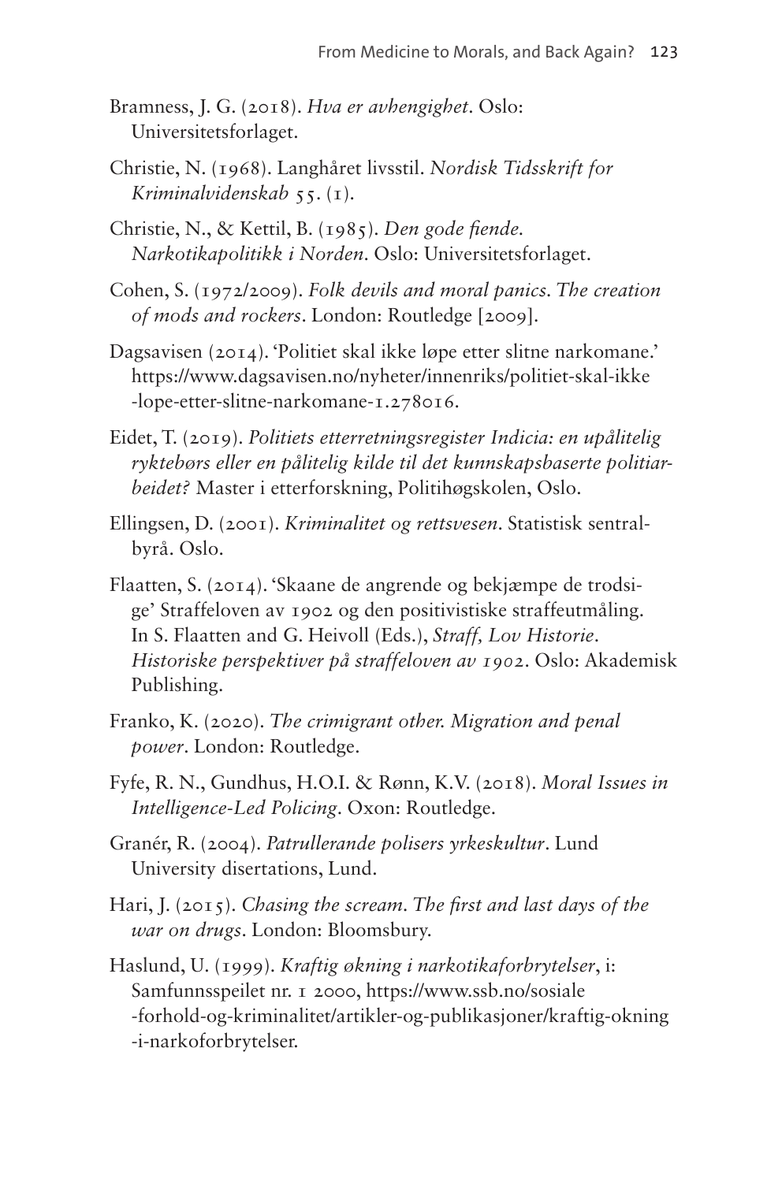Bramness, J. G. (2018). *Hva er avhengighet*. Oslo: Universitetsforlaget.

Christie, N. (1968). Langhåret livsstil. *Nordisk Tidsskrift for Kriminalvidenskab* 55. (1).

Christie, N., & Kettil, B. (1985). *Den gode fiende. Narkotikapolitikk i Norden*. Oslo: Universitetsforlaget.

Cohen, S. (1972/2009). *Folk devils and moral panics. The creation of mods and rockers*. London: Routledge [2009].

Dagsavisen (2014). 'Politiet skal ikke løpe etter slitne narkomane.' https://www.dagsavisen.no/nyheter/innenriks/politiet-skal-ikke-lope-etter-slitne-narkomane-1.278016.

Eidet, T. (2019). *Politiets etterretningsregister Indicia: en upålitelig ryktebørs eller en pålitelig kilde til det kunnskapsbaserte politiarbeidet?* Master i etterforskning, Politihøgskolen, Oslo.

Ellingsen, D. (2001). *Kriminalitet og rettsvesen*. Statistisk sentralbyrå. Oslo.

Flaatten, S. (2014). 'Skaane de angrende og bekjæmpe de trodsige' Straffeloven av 1902 og den positivistiske straffeutmåling. In S. Flaatten and G. Heivoll (Eds.), *Straff, Lov Historie. Historiske perspektiver på straffeloven av 1902*. Oslo: Akademisk Publishing.

Franko, K. (2020). *The crimigrant other. Migration and penal power*. London: Routledge.

Fyfe, R. N., Gundhus, H.O.I. & Rønn, K.V. (2018). *Moral Issues in Intelligence-Led Policing*. Oxon: Routledge.

Granér, R. (2004). *Patrullerande polisers yrkeskultur*. Lund University disertations, Lund.

Hari, J. (2015). *Chasing the scream. The first and last days of the war on drugs*. London: Bloomsbury.

Haslund, U. (1999). *Kraftig økning i narkotikaforbrytelser*, i: Samfunnsspeilet nr. 1 2000, https://www.ssb.no/sosiale-forhold-og-kriminalitet/artikler-og-publikasjoner/kraftig-okning-i-narkoforbrytelser.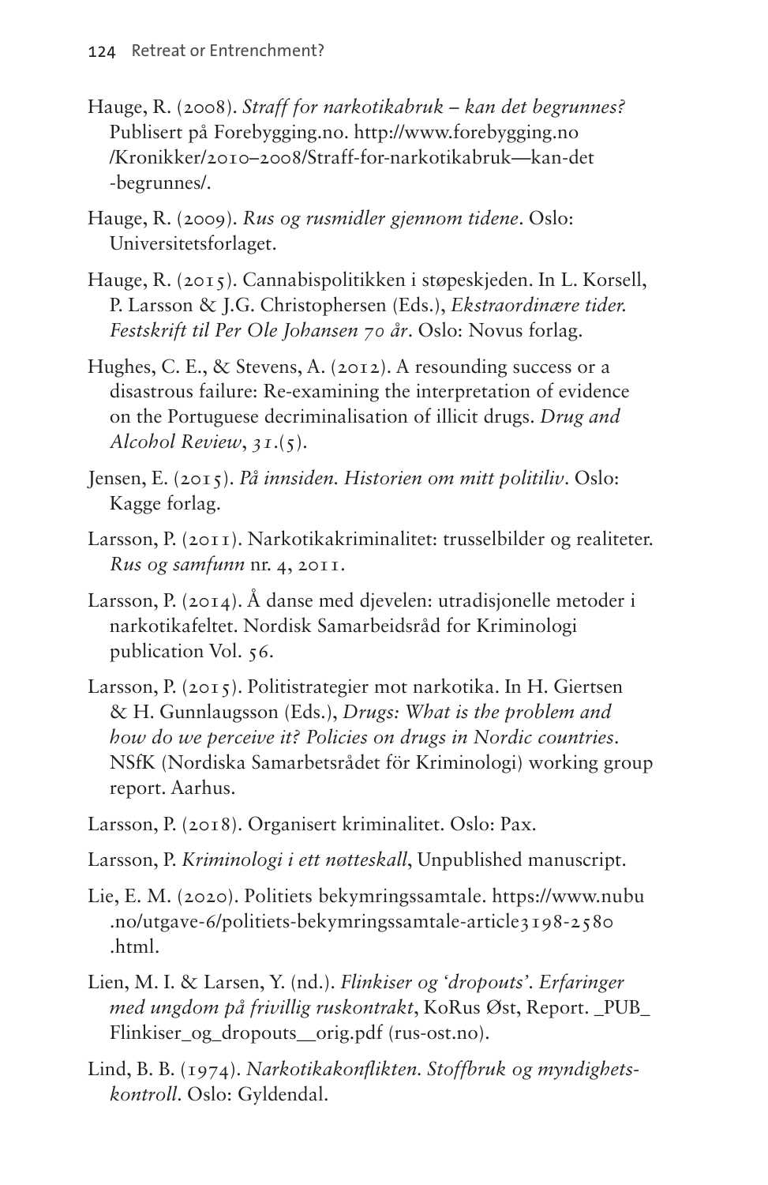Hauge, R. (2008). *Straff for narkotikabruk – kan det begrunnes?* Publisert på Forebygging.no. http://www.forebygging.no/Kronikker/2010–2008/Straff-for-narkotikabruk—kan-det-begrunnes/.

Hauge, R. (2009). *Rus og rusmidler gjennom tidene*. Oslo: Universitetsforlaget.

Hauge, R. (2015). Cannabispolitikken i støpeskjeden. In L. Korsell, P. Larsson & J.G. Christophersen (Eds.), *Ekstraordinære tider. Festskrift til Per Ole Johansen 70 år*. Oslo: Novus forlag.

Hughes, C. E., & Stevens, A. (2012). A resounding success or a disastrous failure: Re-examining the interpretation of evidence on the Portuguese decriminalisation of illicit drugs. *Drug and Alcohol Review*, *31*.(5).

Jensen, E. (2015). *På innsiden. Historien om mitt politiliv*. Oslo: Kagge forlag.

Larsson, P. (2011). Narkotikakriminalitet: trusselbilder og realiteter. *Rus og samfunn* nr. 4, 2011.

Larsson, P. (2014). Å danse med djevelen: utradisjonelle metoder i narkotikafeltet. Nordisk Samarbeidsråd for Kriminologi publication Vol. 56.

Larsson, P. (2015). Politistrategier mot narkotika. In H. Giertsen & H. Gunnlaugsson (Eds.), *Drugs: What is the problem and how do we perceive it? Policies on drugs in Nordic countries*. NSfK (Nordiska Samarbetsrådet för Kriminologi) working group report. Aarhus.

Larsson, P. (2018). Organisert kriminalitet. Oslo: Pax.

Larsson, P. *Kriminologi i ett nøtteskall*, Unpublished manuscript.

Lie, E. M. (2020). Politiets bekymringssamtale. https://www.nubu.no/utgave-6/politiets-bekymringssamtale-article3198-2580.html.

Lien, M. I. & Larsen, Y. (nd.). *Flinkiser og 'dropouts'. Erfaringer med ungdom på frivillig ruskontrakt*, KoRus Øst, Report. _PUB_Flinkiser_og_dropouts__orig.pdf (rus-ost.no).

Lind, B. B. (1974). *Narkotikakonflikten. Stoffbruk og myndighetskontroll*. Oslo: Gyldendal.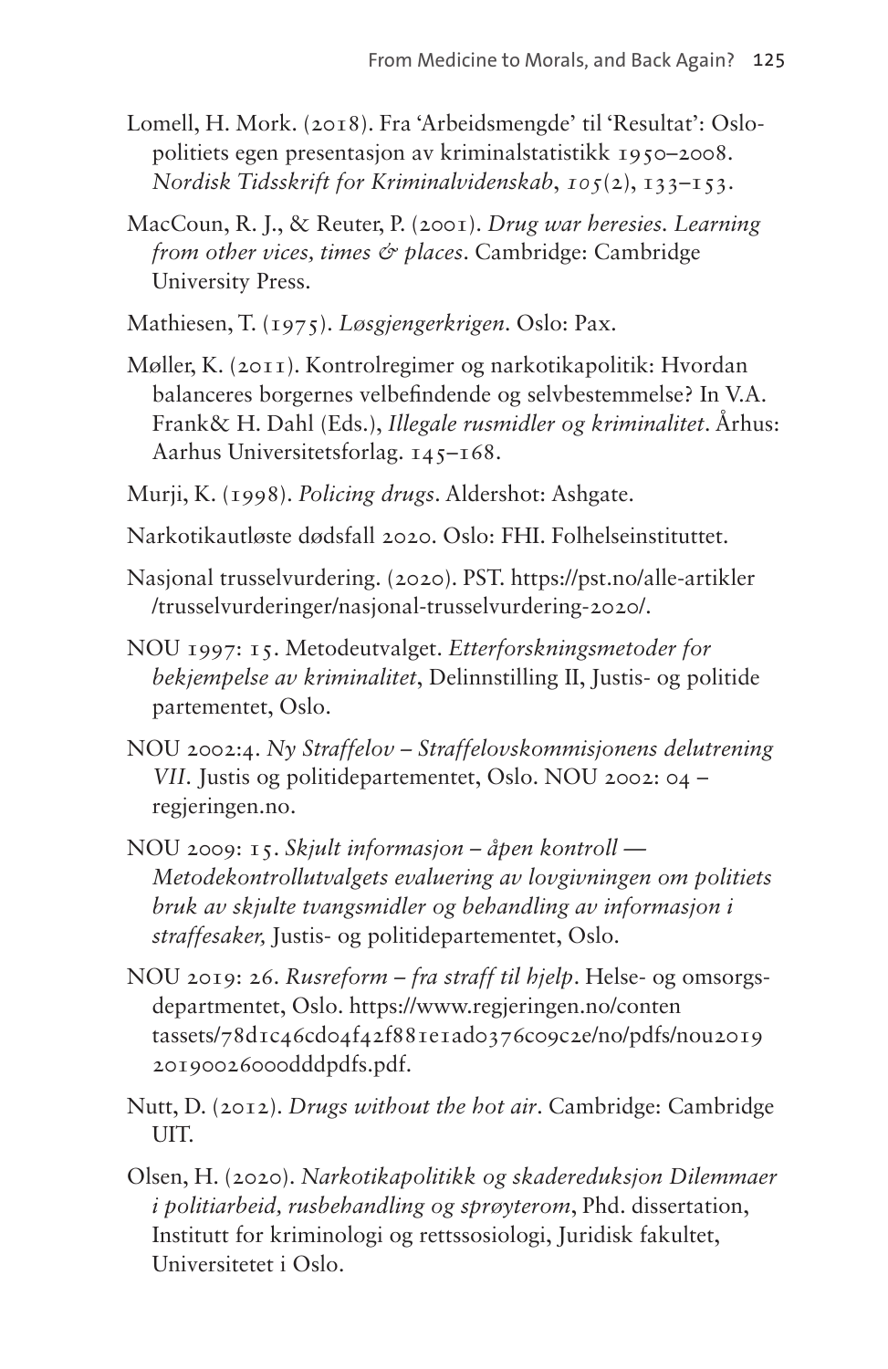Lomell, H. Mork. (2018). Fra 'Arbeidsmengde' til 'Resultat': Oslo-politiets egen presentasjon av kriminalstatistikk 1950–2008. *Nordisk Tidsskrift for Kriminalvidenskab*, *105*(2), 133–153.

MacCoun, R. J., & Reuter, P. (2001). *Drug war heresies. Learning from other vices, times & places*. Cambridge: Cambridge University Press.

Mathiesen, T. (1975). *Løsgjengerkrigen*. Oslo: Pax.

Møller, K. (2011). Kontrolregimer og narkotikapolitik: Hvordan balanceres borgernes velbefindende og selvbestemmelse? In V.A. Frank& H. Dahl (Eds.), *Illegale rusmidler og kriminalitet*. Århus: Aarhus Universitetsforlag. 145–168.

Murji, K. (1998). *Policing drugs*. Aldershot: Ashgate.

Narkotikautløste dødsfall 2020. Oslo: FHI. Folhelseinstituttet.

Nasjonal trusselvurdering. (2020). PST. https://pst.no/alle-artikler/trusselvurderinger/nasjonal-trusselvurdering-2020/.

NOU 1997: 15. Metodeutvalget. *Etterforskningsmetoder for bekjempelse av kriminalitet*, Delinnstilling II, Justis- og politide partementet, Oslo.

NOU 2002:4. *Ny Straffelov – Straffelovskommisjonens delutrening VII*. Justis og politidepartementet, Oslo. NOU 2002: 04 – regjeringen.no.

NOU 2009: 15. *Skjult informasjon – åpen kontroll — Metodekontrollutvalgets evaluering av lovgivningen om politiets bruk av skjulte tvangsmidler og behandling av informasjon i straffesaker,* Justis- og politidepartementet, Oslo.

NOU 2019: 26. *Rusreform – fra straff til hjelp*. Helse- og omsorgs-departmentet, Oslo. https://www.regjeringen.no/contentassets/78d1c46cd04f42f881e1ad0376c09c2e/no/pdfs/nou201920190026000dddpdfs.pdf.

Nutt, D. (2012). *Drugs without the hot air*. Cambridge: Cambridge UIT.

Olsen, H. (2020). *Narkotikapolitikk og skadereduksjon Dilemmaer i politiarbeid, rusbehandling og sprøyterom*, Phd. dissertation, Institutt for kriminologi og rettssosiologi, Juridisk fakultet, Universitetet i Oslo.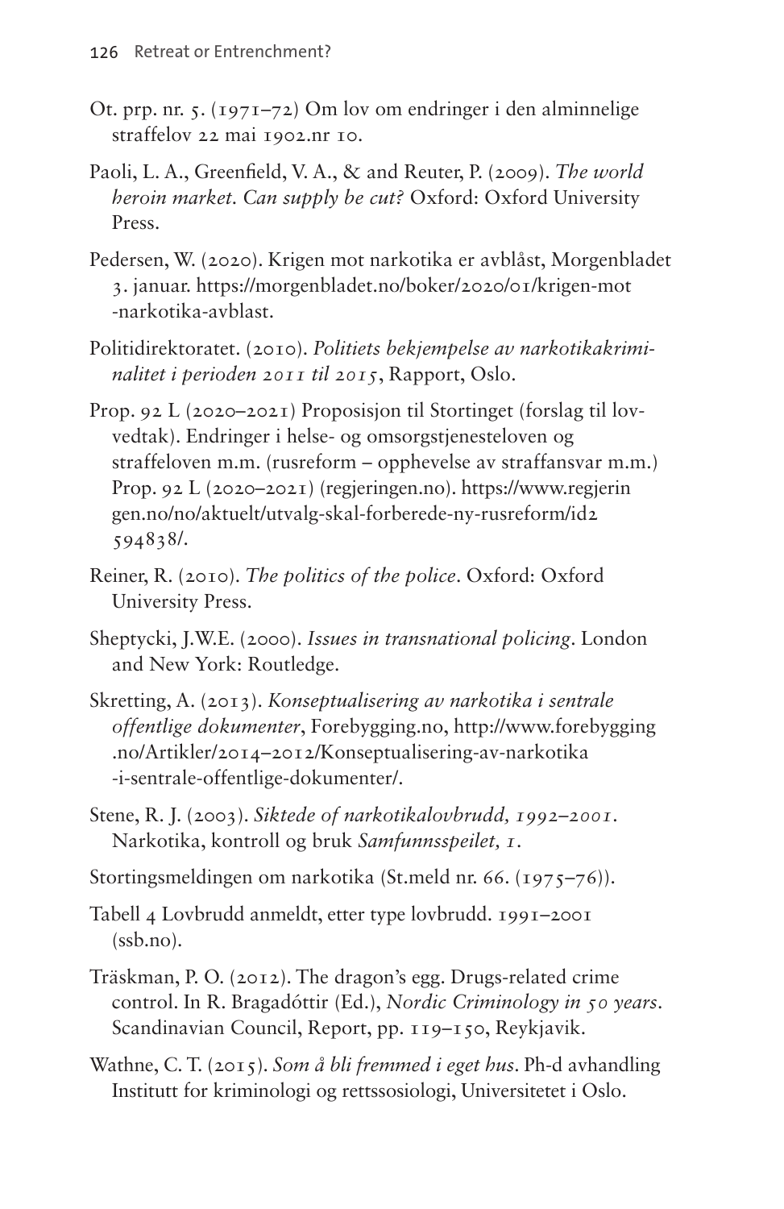Ot. prp. nr. 5. (1971–72) Om lov om endringer i den alminnelige straffelov 22 mai 1902.nr 10.

Paoli, L. A., Greenfield, V. A., & and Reuter, P. (2009). *The world heroin market. Can supply be cut?* Oxford: Oxford University Press.

Pedersen, W. (2020). Krigen mot narkotika er avblåst, Morgenbladet 3. januar. https://morgenbladet.no/boker/2020/01/krigen-mot-narkotika-avblast.

Politidirektoratet. (2010). *Politiets bekjempelse av narkotikakriminalitet i perioden 2011 til 2015*, Rapport, Oslo.

Prop. 92 L (2020–2021) Proposisjon til Stortinget (forslag til lovvedtak). Endringer i helse- og omsorgstjenesteloven og straffeloven m.m. (rusreform – opphevelse av straffansvar m.m.) Prop. 92 L (2020–2021) (regjeringen.no). https://www.regjeringen.no/no/aktuelt/utvalg-skal-forberede-ny-rusreform/id2594838/.

Reiner, R. (2010). *The politics of the police*. Oxford: Oxford University Press.

Sheptycki, J.W.E. (2000). *Issues in transnational policing*. London and New York: Routledge.

Skretting, A. (2013). *Konseptualisering av narkotika i sentrale offentlige dokumenter*, Forebygging.no, http://www.forebygging.no/Artikler/2014–2012/Konseptualisering-av-narkotika-i-sentrale-offentlige-dokumenter/.

Stene, R. J. (2003). *Siktede of narkotikalovbrudd, 1992–2001*. Narkotika, kontroll og bruk *Samfunnsspeilet, 1*.

Stortingsmeldingen om narkotika (St.meld nr. 66. (1975–76)).

Tabell 4 Lovbrudd anmeldt, etter type lovbrudd. 1991–2001 (ssb.no).

Träskman, P. O. (2012). The dragon's egg. Drugs-related crime control. In R. Bragadóttir (Ed.), *Nordic Criminology in 50 years*. Scandinavian Council, Report, pp. 119–150, Reykjavik.

Wathne, C. T. (2015). *Som å bli fremmed i eget hus*. Ph-d avhandling Institutt for kriminologi og rettssosiologi, Universitetet i Oslo.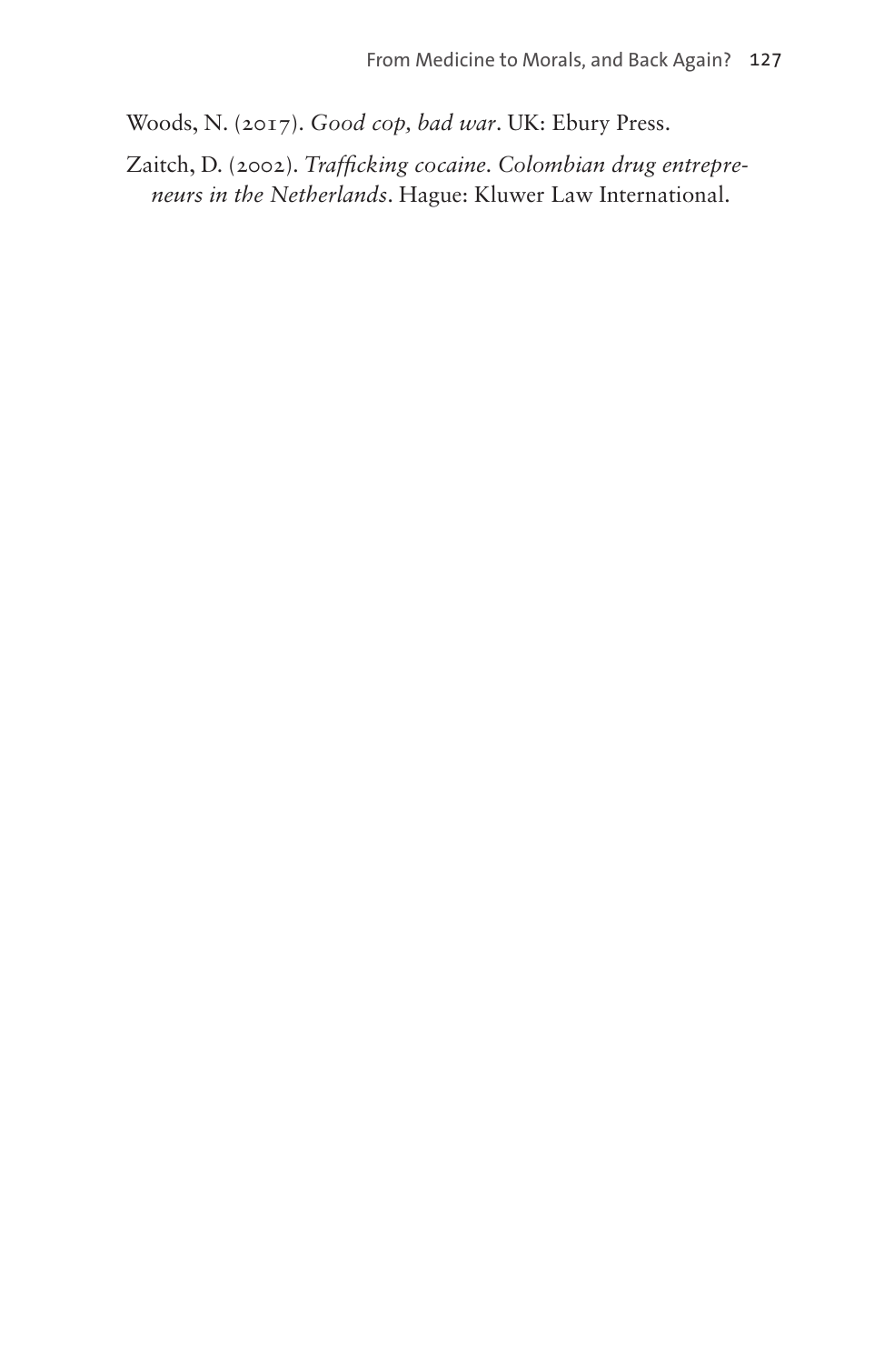Woods, N. (2017). *Good cop, bad war*. UK: Ebury Press.

Zaitch, D. (2002). *Trafficking cocaine. Colombian drug entrepreneurs in the Netherlands*. Hague: Kluwer Law International.